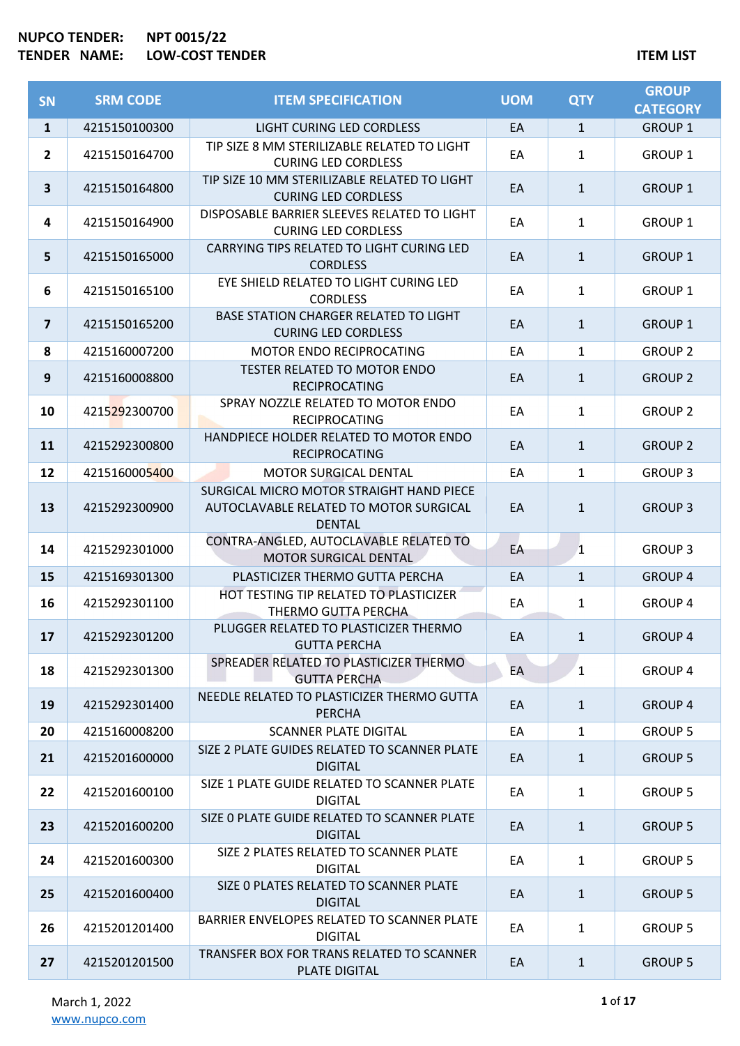**NUPCO TENDER:** NPT 0015/22
**TENDER NAME:** LOW-COST TENDER

**ITEM LIST**

| SN | SRM CODE | ITEM SPECIFICATION | UOM | QTY | GROUP CATEGORY |
|---|---|---|---|---|---|
| 1 | 4215150100300 | LIGHT CURING LED CORDLESS | EA | 1 | GROUP 1 |
| 2 | 4215150164700 | TIP SIZE 8 MM STERILIZABLE RELATED TO LIGHT CURING LED CORDLESS | EA | 1 | GROUP 1 |
| 3 | 4215150164800 | TIP SIZE 10 MM STERILIZABLE RELATED TO LIGHT CURING LED CORDLESS | EA | 1 | GROUP 1 |
| 4 | 4215150164900 | DISPOSABLE BARRIER SLEEVES RELATED TO LIGHT CURING LED CORDLESS | EA | 1 | GROUP 1 |
| 5 | 4215150165000 | CARRYING TIPS RELATED TO LIGHT CURING LED CORDLESS | EA | 1 | GROUP 1 |
| 6 | 4215150165100 | EYE SHIELD RELATED TO LIGHT CURING LED CORDLESS | EA | 1 | GROUP 1 |
| 7 | 4215150165200 | BASE STATION CHARGER RELATED TO LIGHT CURING LED CORDLESS | EA | 1 | GROUP 1 |
| 8 | 4215160007200 | MOTOR ENDO RECIPROCATING | EA | 1 | GROUP 2 |
| 9 | 4215160008800 | TESTER RELATED TO MOTOR ENDO RECIPROCATING | EA | 1 | GROUP 2 |
| 10 | 4215292300700 | SPRAY NOZZLE RELATED TO MOTOR ENDO RECIPROCATING | EA | 1 | GROUP 2 |
| 11 | 4215292300800 | HANDPIECE HOLDER RELATED TO MOTOR ENDO RECIPROCATING | EA | 1 | GROUP 2 |
| 12 | 4215160005400 | MOTOR SURGICAL DENTAL | EA | 1 | GROUP 3 |
| 13 | 4215292300900 | SURGICAL MICRO MOTOR STRAIGHT HAND PIECE AUTOCLAVABLE RELATED TO MOTOR SURGICAL DENTAL | EA | 1 | GROUP 3 |
| 14 | 4215292301000 | CONTRA-ANGLED, AUTOCLAVABLE RELATED TO MOTOR SURGICAL DENTAL | EA | 1 | GROUP 3 |
| 15 | 4215169301300 | PLASTICIZER THERMO GUTTA PERCHA | EA | 1 | GROUP 4 |
| 16 | 4215292301100 | HOT TESTING TIP RELATED TO PLASTICIZER THERMO GUTTA PERCHA | EA | 1 | GROUP 4 |
| 17 | 4215292301200 | PLUGGER RELATED TO PLASTICIZER THERMO GUTTA PERCHA | EA | 1 | GROUP 4 |
| 18 | 4215292301300 | SPREADER RELATED TO PLASTICIZER THERMO GUTTA PERCHA | EA | 1 | GROUP 4 |
| 19 | 4215292301400 | NEEDLE RELATED TO PLASTICIZER THERMO GUTTA PERCHA | EA | 1 | GROUP 4 |
| 20 | 4215160008200 | SCANNER PLATE DIGITAL | EA | 1 | GROUP 5 |
| 21 | 4215201600000 | SIZE 2 PLATE GUIDES RELATED TO SCANNER PLATE DIGITAL | EA | 1 | GROUP 5 |
| 22 | 4215201600100 | SIZE 1 PLATE GUIDE RELATED TO SCANNER PLATE DIGITAL | EA | 1 | GROUP 5 |
| 23 | 4215201600200 | SIZE 0 PLATE GUIDE RELATED TO SCANNER PLATE DIGITAL | EA | 1 | GROUP 5 |
| 24 | 4215201600300 | SIZE 2 PLATES RELATED TO SCANNER PLATE DIGITAL | EA | 1 | GROUP 5 |
| 25 | 4215201600400 | SIZE 0 PLATES RELATED TO SCANNER PLATE DIGITAL | EA | 1 | GROUP 5 |
| 26 | 4215201201400 | BARRIER ENVELOPES RELATED TO SCANNER PLATE DIGITAL | EA | 1 | GROUP 5 |
| 27 | 4215201201500 | TRANSFER BOX FOR TRANS RELATED TO SCANNER PLATE DIGITAL | EA | 1 | GROUP 5 |

March 1, 2022
www.nupco.com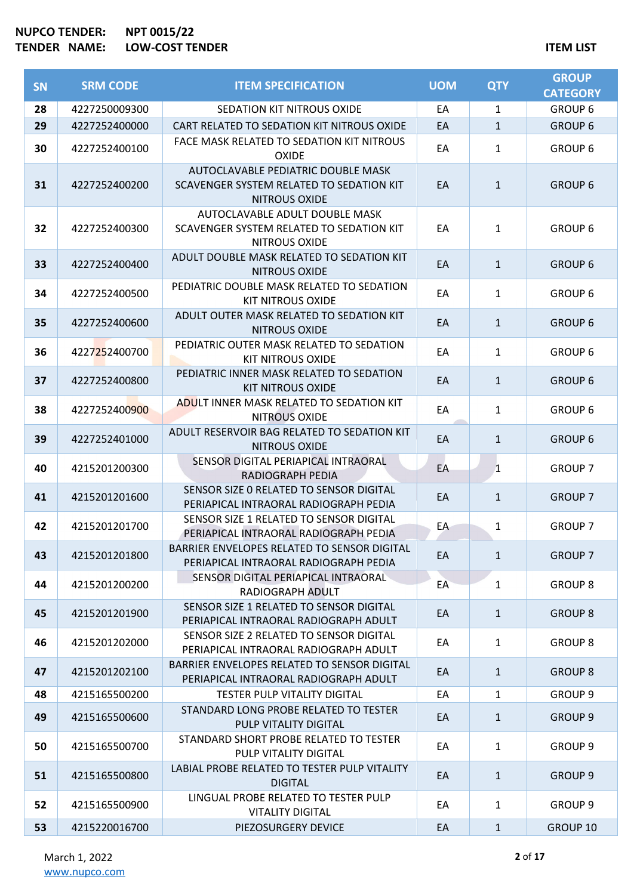**NUPCO TENDER:** NPT 0015/22
**TENDER NAME:** LOW-COST TENDER

**ITEM LIST**

| SN | SRM CODE | ITEM SPECIFICATION | UOM | QTY | GROUP CATEGORY |
|---|---|---|---|---|---|
| 28 | 4227250009300 | SEDATION KIT NITROUS OXIDE | EA | 1 | GROUP 6 |
| 29 | 4227252400000 | CART RELATED TO SEDATION KIT NITROUS OXIDE | EA | 1 | GROUP 6 |
| 30 | 4227252400100 | FACE MASK RELATED TO SEDATION KIT NITROUS OXIDE | EA | 1 | GROUP 6 |
| 31 | 4227252400200 | AUTOCLAVABLE PEDIATRIC DOUBLE MASK SCAVENGER SYSTEM RELATED TO SEDATION KIT NITROUS OXIDE | EA | 1 | GROUP 6 |
| 32 | 4227252400300 | AUTOCLAVABLE ADULT DOUBLE MASK SCAVENGER SYSTEM RELATED TO SEDATION KIT NITROUS OXIDE | EA | 1 | GROUP 6 |
| 33 | 4227252400400 | ADULT DOUBLE MASK RELATED TO SEDATION KIT NITROUS OXIDE | EA | 1 | GROUP 6 |
| 34 | 4227252400500 | PEDIATRIC DOUBLE MASK RELATED TO SEDATION KIT NITROUS OXIDE | EA | 1 | GROUP 6 |
| 35 | 4227252400600 | ADULT OUTER MASK RELATED TO SEDATION KIT NITROUS OXIDE | EA | 1 | GROUP 6 |
| 36 | 4227252400700 | PEDIATRIC OUTER MASK RELATED TO SEDATION KIT NITROUS OXIDE | EA | 1 | GROUP 6 |
| 37 | 4227252400800 | PEDIATRIC INNER MASK RELATED TO SEDATION KIT NITROUS OXIDE | EA | 1 | GROUP 6 |
| 38 | 4227252400900 | ADULT INNER MASK RELATED TO SEDATION KIT NITROUS OXIDE | EA | 1 | GROUP 6 |
| 39 | 4227252401000 | ADULT RESERVOIR BAG RELATED TO SEDATION KIT NITROUS OXIDE | EA | 1 | GROUP 6 |
| 40 | 4215201200300 | SENSOR DIGITAL PERIAPICAL INTRAORAL RADIOGRAPH PEDIA | EA | 1 | GROUP 7 |
| 41 | 4215201201600 | SENSOR SIZE 0 RELATED TO SENSOR DIGITAL PERIAPICAL INTRAORAL RADIOGRAPH PEDIA | EA | 1 | GROUP 7 |
| 42 | 4215201201700 | SENSOR SIZE 1 RELATED TO SENSOR DIGITAL PERIAPICAL INTRAORAL RADIOGRAPH PEDIA | EA | 1 | GROUP 7 |
| 43 | 4215201201800 | BARRIER ENVELOPES RELATED TO SENSOR DIGITAL PERIAPICAL INTRAORAL RADIOGRAPH PEDIA | EA | 1 | GROUP 7 |
| 44 | 4215201200200 | SENSOR DIGITAL PERIAPICAL INTRAORAL RADIOGRAPH ADULT | EA | 1 | GROUP 8 |
| 45 | 4215201201900 | SENSOR SIZE 1 RELATED TO SENSOR DIGITAL PERIAPICAL INTRAORAL RADIOGRAPH ADULT | EA | 1 | GROUP 8 |
| 46 | 4215201202000 | SENSOR SIZE 2 RELATED TO SENSOR DIGITAL PERIAPICAL INTRAORAL RADIOGRAPH ADULT | EA | 1 | GROUP 8 |
| 47 | 4215201202100 | BARRIER ENVELOPES RELATED TO SENSOR DIGITAL PERIAPICAL INTRAORAL RADIOGRAPH ADULT | EA | 1 | GROUP 8 |
| 48 | 4215165500200 | TESTER PULP VITALITY DIGITAL | EA | 1 | GROUP 9 |
| 49 | 4215165500600 | STANDARD LONG PROBE RELATED TO TESTER PULP VITALITY DIGITAL | EA | 1 | GROUP 9 |
| 50 | 4215165500700 | STANDARD SHORT PROBE RELATED TO TESTER PULP VITALITY DIGITAL | EA | 1 | GROUP 9 |
| 51 | 4215165500800 | LABIAL PROBE RELATED TO TESTER PULP VITALITY DIGITAL | EA | 1 | GROUP 9 |
| 52 | 4215165500900 | LINGUAL PROBE RELATED TO TESTER PULP VITALITY DIGITAL | EA | 1 | GROUP 9 |
| 53 | 4215220016700 | PIEZOSURGERY DEVICE | EA | 1 | GROUP 10 |

March 1, 2022
www.nupco.com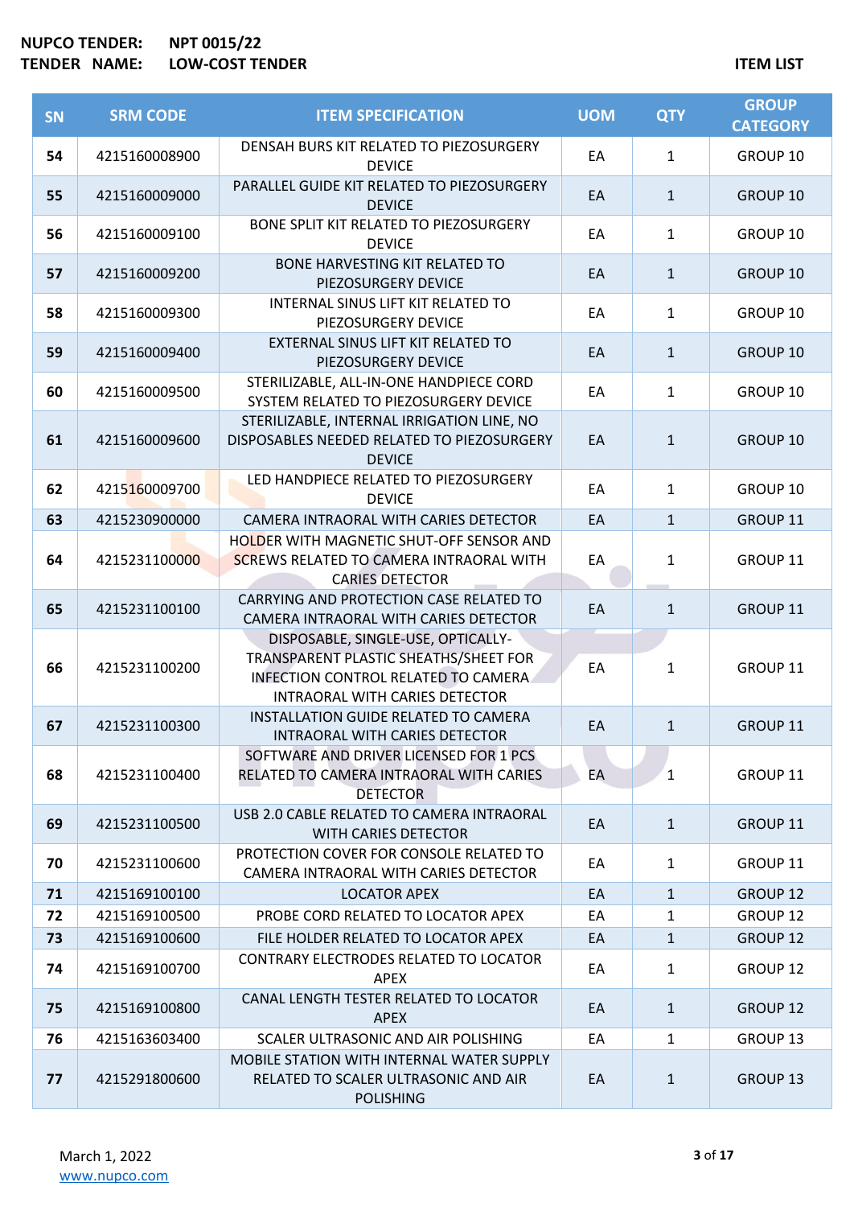**NUPCO TENDER:** **NPT 0015/22**
**TENDER NAME:** **LOW-COST TENDER**

**ITEM LIST**

| SN | SRM CODE | ITEM SPECIFICATION | UOM | QTY | GROUP CATEGORY |
|---|---|---|---|---|---|
| 54 | 4215160008900 | DENSAH BURS KIT RELATED TO PIEZOSURGERY DEVICE | EA | 1 | GROUP 10 |
| 55 | 4215160009000 | PARALLEL GUIDE KIT RELATED TO PIEZOSURGERY DEVICE | EA | 1 | GROUP 10 |
| 56 | 4215160009100 | BONE SPLIT KIT RELATED TO PIEZOSURGERY DEVICE | EA | 1 | GROUP 10 |
| 57 | 4215160009200 | BONE HARVESTING KIT RELATED TO PIEZOSURGERY DEVICE | EA | 1 | GROUP 10 |
| 58 | 4215160009300 | INTERNAL SINUS LIFT KIT RELATED TO PIEZOSURGERY DEVICE | EA | 1 | GROUP 10 |
| 59 | 4215160009400 | EXTERNAL SINUS LIFT KIT RELATED TO PIEZOSURGERY DEVICE | EA | 1 | GROUP 10 |
| 60 | 4215160009500 | STERILIZABLE, ALL-IN-ONE HANDPIECE CORD SYSTEM RELATED TO PIEZOSURGERY DEVICE | EA | 1 | GROUP 10 |
| 61 | 4215160009600 | STERILIZABLE, INTERNAL IRRIGATION LINE, NO DISPOSABLES NEEDED RELATED TO PIEZOSURGERY DEVICE | EA | 1 | GROUP 10 |
| 62 | 4215160009700 | LED HANDPIECE RELATED TO PIEZOSURGERY DEVICE | EA | 1 | GROUP 10 |
| 63 | 4215230900000 | CAMERA INTRAORAL WITH CARIES DETECTOR | EA | 1 | GROUP 11 |
| 64 | 4215231100000 | HOLDER WITH MAGNETIC SHUT-OFF SENSOR AND SCREWS RELATED TO CAMERA INTRAORAL WITH CARIES DETECTOR | EA | 1 | GROUP 11 |
| 65 | 4215231100100 | CARRYING AND PROTECTION CASE RELATED TO CAMERA INTRAORAL WITH CARIES DETECTOR | EA | 1 | GROUP 11 |
| 66 | 4215231100200 | DISPOSABLE, SINGLE-USE, OPTICALLY-TRANSPARENT PLASTIC SHEATHS/SHEET FOR INFECTION CONTROL RELATED TO CAMERA INTRAORAL WITH CARIES DETECTOR | EA | 1 | GROUP 11 |
| 67 | 4215231100300 | INSTALLATION GUIDE RELATED TO CAMERA INTRAORAL WITH CARIES DETECTOR | EA | 1 | GROUP 11 |
| 68 | 4215231100400 | SOFTWARE AND DRIVER LICENSED FOR 1 PCS RELATED TO CAMERA INTRAORAL WITH CARIES DETECTOR | EA | 1 | GROUP 11 |
| 69 | 4215231100500 | USB 2.0 CABLE RELATED TO CAMERA INTRAORAL WITH CARIES DETECTOR | EA | 1 | GROUP 11 |
| 70 | 4215231100600 | PROTECTION COVER FOR CONSOLE RELATED TO CAMERA INTRAORAL WITH CARIES DETECTOR | EA | 1 | GROUP 11 |
| 71 | 4215169100100 | LOCATOR APEX | EA | 1 | GROUP 12 |
| 72 | 4215169100500 | PROBE CORD RELATED TO LOCATOR APEX | EA | 1 | GROUP 12 |
| 73 | 4215169100600 | FILE HOLDER RELATED TO LOCATOR APEX | EA | 1 | GROUP 12 |
| 74 | 4215169100700 | CONTRARY ELECTRODES RELATED TO LOCATOR APEX | EA | 1 | GROUP 12 |
| 75 | 4215169100800 | CANAL LENGTH TESTER RELATED TO LOCATOR APEX | EA | 1 | GROUP 12 |
| 76 | 4215163603400 | SCALER ULTRASONIC AND AIR POLISHING | EA | 1 | GROUP 13 |
| 77 | 4215291800600 | MOBILE STATION WITH INTERNAL WATER SUPPLY RELATED TO SCALER ULTRASONIC AND AIR POLISHING | EA | 1 | GROUP 13 |

March 1, 2022
www.nupco.com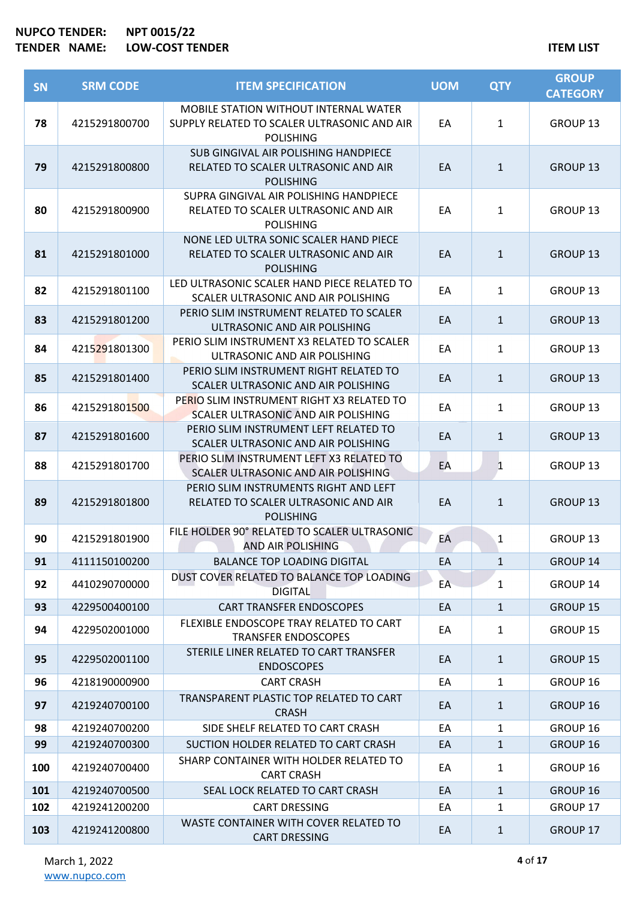**NUPCO TENDER:** NPT 0015/22
**TENDER NAME:** LOW-COST TENDER

**ITEM LIST**

| SN | SRM CODE | ITEM SPECIFICATION | UOM | QTY | GROUP CATEGORY |
|---|---|---|---|---|---|
| 78 | 4215291800700 | MOBILE STATION WITHOUT INTERNAL WATER SUPPLY RELATED TO SCALER ULTRASONIC AND AIR POLISHING | EA | 1 | GROUP 13 |
| 79 | 4215291800800 | SUB GINGIVAL AIR POLISHING HANDPIECE RELATED TO SCALER ULTRASONIC AND AIR POLISHING | EA | 1 | GROUP 13 |
| 80 | 4215291800900 | SUPRA GINGIVAL AIR POLISHING HANDPIECE RELATED TO SCALER ULTRASONIC AND AIR POLISHING | EA | 1 | GROUP 13 |
| 81 | 4215291801000 | NONE LED ULTRA SONIC SCALER HAND PIECE RELATED TO SCALER ULTRASONIC AND AIR POLISHING | EA | 1 | GROUP 13 |
| 82 | 4215291801100 | LED ULTRASONIC SCALER HAND PIECE RELATED TO SCALER ULTRASONIC AND AIR POLISHING | EA | 1 | GROUP 13 |
| 83 | 4215291801200 | PERIO SLIM INSTRUMENT RELATED TO SCALER ULTRASONIC AND AIR POLISHING | EA | 1 | GROUP 13 |
| 84 | 4215291801300 | PERIO SLIM INSTRUMENT X3 RELATED TO SCALER ULTRASONIC AND AIR POLISHING | EA | 1 | GROUP 13 |
| 85 | 4215291801400 | PERIO SLIM INSTRUMENT RIGHT RELATED TO SCALER ULTRASONIC AND AIR POLISHING | EA | 1 | GROUP 13 |
| 86 | 4215291801500 | PERIO SLIM INSTRUMENT RIGHT X3 RELATED TO SCALER ULTRASONIC AND AIR POLISHING | EA | 1 | GROUP 13 |
| 87 | 4215291801600 | PERIO SLIM INSTRUMENT LEFT RELATED TO SCALER ULTRASONIC AND AIR POLISHING | EA | 1 | GROUP 13 |
| 88 | 4215291801700 | PERIO SLIM INSTRUMENT LEFT X3 RELATED TO SCALER ULTRASONIC AND AIR POLISHING | EA | 1 | GROUP 13 |
| 89 | 4215291801800 | PERIO SLIM INSTRUMENTS RIGHT AND LEFT RELATED TO SCALER ULTRASONIC AND AIR POLISHING | EA | 1 | GROUP 13 |
| 90 | 4215291801900 | FILE HOLDER 90° RELATED TO SCALER ULTRASONIC AND AIR POLISHING | EA | 1 | GROUP 13 |
| 91 | 4111150100200 | BALANCE TOP LOADING DIGITAL | EA | 1 | GROUP 14 |
| 92 | 4410290700000 | DUST COVER RELATED TO BALANCE TOP LOADING DIGITAL | EA | 1 | GROUP 14 |
| 93 | 4229500400100 | CART TRANSFER ENDOSCOPES | EA | 1 | GROUP 15 |
| 94 | 4229502001000 | FLEXIBLE ENDOSCOPE TRAY RELATED TO CART TRANSFER ENDOSCOPES | EA | 1 | GROUP 15 |
| 95 | 4229502001100 | STERILE LINER RELATED TO CART TRANSFER ENDOSCOPES | EA | 1 | GROUP 15 |
| 96 | 4218190000900 | CART CRASH | EA | 1 | GROUP 16 |
| 97 | 4219240700100 | TRANSPARENT PLASTIC TOP RELATED TO CART CRASH | EA | 1 | GROUP 16 |
| 98 | 4219240700200 | SIDE SHELF RELATED TO CART CRASH | EA | 1 | GROUP 16 |
| 99 | 4219240700300 | SUCTION HOLDER RELATED TO CART CRASH | EA | 1 | GROUP 16 |
| 100 | 4219240700400 | SHARP CONTAINER WITH HOLDER RELATED TO CART CRASH | EA | 1 | GROUP 16 |
| 101 | 4219240700500 | SEAL LOCK RELATED TO CART CRASH | EA | 1 | GROUP 16 |
| 102 | 4219241200200 | CART DRESSING | EA | 1 | GROUP 17 |
| 103 | 4219241200800 | WASTE CONTAINER WITH COVER RELATED TO CART DRESSING | EA | 1 | GROUP 17 |

March 1, 2022
www.nupco.com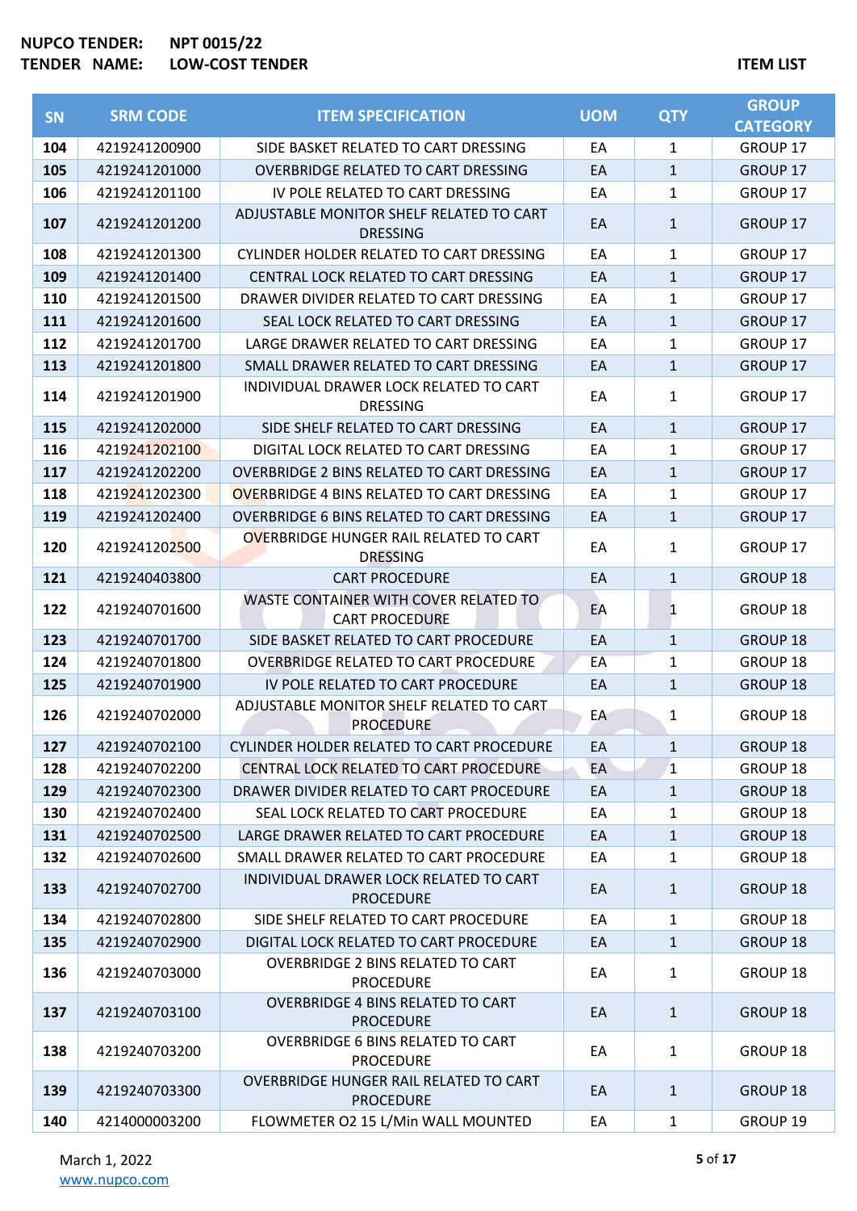**NUPCO TENDER:** NPT 0015/22
**TENDER NAME:** LOW-COST TENDER

**ITEM LIST**

| SN | SRM CODE | ITEM SPECIFICATION | UOM | QTY | GROUP CATEGORY |
|---|---|---|---|---|---|
| 104 | 4219241200900 | SIDE BASKET RELATED TO CART DRESSING | EA | 1 | GROUP 17 |
| 105 | 4219241201000 | OVERBRIDGE RELATED TO CART DRESSING | EA | 1 | GROUP 17 |
| 106 | 4219241201100 | IV POLE RELATED TO CART DRESSING | EA | 1 | GROUP 17 |
| 107 | 4219241201200 | ADJUSTABLE MONITOR SHELF RELATED TO CART DRESSING | EA | 1 | GROUP 17 |
| 108 | 4219241201300 | CYLINDER HOLDER RELATED TO CART DRESSING | EA | 1 | GROUP 17 |
| 109 | 4219241201400 | CENTRAL LOCK RELATED TO CART DRESSING | EA | 1 | GROUP 17 |
| 110 | 4219241201500 | DRAWER DIVIDER RELATED TO CART DRESSING | EA | 1 | GROUP 17 |
| 111 | 4219241201600 | SEAL LOCK RELATED TO CART DRESSING | EA | 1 | GROUP 17 |
| 112 | 4219241201700 | LARGE DRAWER RELATED TO CART DRESSING | EA | 1 | GROUP 17 |
| 113 | 4219241201800 | SMALL DRAWER RELATED TO CART DRESSING | EA | 1 | GROUP 17 |
| 114 | 4219241201900 | INDIVIDUAL DRAWER LOCK RELATED TO CART DRESSING | EA | 1 | GROUP 17 |
| 115 | 4219241202000 | SIDE SHELF RELATED TO CART DRESSING | EA | 1 | GROUP 17 |
| 116 | 4219241202100 | DIGITAL LOCK RELATED TO CART DRESSING | EA | 1 | GROUP 17 |
| 117 | 4219241202200 | OVERBRIDGE 2 BINS RELATED TO CART DRESSING | EA | 1 | GROUP 17 |
| 118 | 4219241202300 | OVERBRIDGE 4 BINS RELATED TO CART DRESSING | EA | 1 | GROUP 17 |
| 119 | 4219241202400 | OVERBRIDGE 6 BINS RELATED TO CART DRESSING | EA | 1 | GROUP 17 |
| 120 | 4219241202500 | OVERBRIDGE HUNGER RAIL RELATED TO CART DRESSING | EA | 1 | GROUP 17 |
| 121 | 4219240403800 | CART PROCEDURE | EA | 1 | GROUP 18 |
| 122 | 4219240701600 | WASTE CONTAINER WITH COVER RELATED TO CART PROCEDURE | EA | 1 | GROUP 18 |
| 123 | 4219240701700 | SIDE BASKET RELATED TO CART PROCEDURE | EA | 1 | GROUP 18 |
| 124 | 4219240701800 | OVERBRIDGE RELATED TO CART PROCEDURE | EA | 1 | GROUP 18 |
| 125 | 4219240701900 | IV POLE RELATED TO CART PROCEDURE | EA | 1 | GROUP 18 |
| 126 | 4219240702000 | ADJUSTABLE MONITOR SHELF RELATED TO CART PROCEDURE | EA | 1 | GROUP 18 |
| 127 | 4219240702100 | CYLINDER HOLDER RELATED TO CART PROCEDURE | EA | 1 | GROUP 18 |
| 128 | 4219240702200 | CENTRAL LOCK RELATED TO CART PROCEDURE | EA | 1 | GROUP 18 |
| 129 | 4219240702300 | DRAWER DIVIDER RELATED TO CART PROCEDURE | EA | 1 | GROUP 18 |
| 130 | 4219240702400 | SEAL LOCK RELATED TO CART PROCEDURE | EA | 1 | GROUP 18 |
| 131 | 4219240702500 | LARGE DRAWER RELATED TO CART PROCEDURE | EA | 1 | GROUP 18 |
| 132 | 4219240702600 | SMALL DRAWER RELATED TO CART PROCEDURE | EA | 1 | GROUP 18 |
| 133 | 4219240702700 | INDIVIDUAL DRAWER LOCK RELATED TO CART PROCEDURE | EA | 1 | GROUP 18 |
| 134 | 4219240702800 | SIDE SHELF RELATED TO CART PROCEDURE | EA | 1 | GROUP 18 |
| 135 | 4219240702900 | DIGITAL LOCK RELATED TO CART PROCEDURE | EA | 1 | GROUP 18 |
| 136 | 4219240703000 | OVERBRIDGE 2 BINS RELATED TO CART PROCEDURE | EA | 1 | GROUP 18 |
| 137 | 4219240703100 | OVERBRIDGE 4 BINS RELATED TO CART PROCEDURE | EA | 1 | GROUP 18 |
| 138 | 4219240703200 | OVERBRIDGE 6 BINS RELATED TO CART PROCEDURE | EA | 1 | GROUP 18 |
| 139 | 4219240703300 | OVERBRIDGE HUNGER RAIL RELATED TO CART PROCEDURE | EA | 1 | GROUP 18 |
| 140 | 4214000003200 | FLOWMETER O2 15 L/Min WALL MOUNTED | EA | 1 | GROUP 19 |

March 1, 2022
www.nupco.com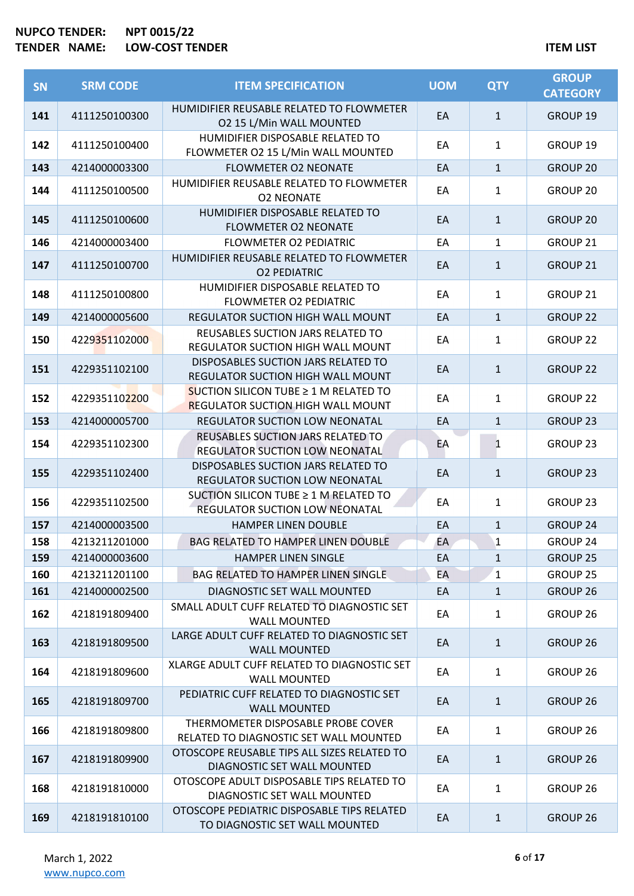**NUPCO TENDER:** NPT 0015/22
**TENDER NAME:** LOW-COST TENDER

**ITEM LIST**

| SN | SRM CODE | ITEM SPECIFICATION | UOM | QTY | GROUP CATEGORY |
|---|---|---|---|---|---|
| 141 | 4111250100300 | HUMIDIFIER REUSABLE RELATED TO FLOWMETER O2 15 L/Min WALL MOUNTED | EA | 1 | GROUP 19 |
| 142 | 4111250100400 | HUMIDIFIER DISPOSABLE RELATED TO FLOWMETER O2 15 L/Min WALL MOUNTED | EA | 1 | GROUP 19 |
| 143 | 4214000003300 | FLOWMETER O2 NEONATE | EA | 1 | GROUP 20 |
| 144 | 4111250100500 | HUMIDIFIER REUSABLE RELATED TO FLOWMETER O2 NEONATE | EA | 1 | GROUP 20 |
| 145 | 4111250100600 | HUMIDIFIER DISPOSABLE RELATED TO FLOWMETER O2 NEONATE | EA | 1 | GROUP 20 |
| 146 | 4214000003400 | FLOWMETER O2 PEDIATRIC | EA | 1 | GROUP 21 |
| 147 | 4111250100700 | HUMIDIFIER REUSABLE RELATED TO FLOWMETER O2 PEDIATRIC | EA | 1 | GROUP 21 |
| 148 | 4111250100800 | HUMIDIFIER DISPOSABLE RELATED TO FLOWMETER O2 PEDIATRIC | EA | 1 | GROUP 21 |
| 149 | 4214000005600 | REGULATOR SUCTION HIGH WALL MOUNT | EA | 1 | GROUP 22 |
| 150 | 4229351102000 | REUSABLES SUCTION JARS RELATED TO REGULATOR SUCTION HIGH WALL MOUNT | EA | 1 | GROUP 22 |
| 151 | 4229351102100 | DISPOSABLES SUCTION JARS RELATED TO REGULATOR SUCTION HIGH WALL MOUNT | EA | 1 | GROUP 22 |
| 152 | 4229351102200 | SUCTION SILICON TUBE ≥ 1 M RELATED TO REGULATOR SUCTION HIGH WALL MOUNT | EA | 1 | GROUP 22 |
| 153 | 4214000005700 | REGULATOR SUCTION LOW NEONATAL | EA | 1 | GROUP 23 |
| 154 | 4229351102300 | REUSABLES SUCTION JARS RELATED TO REGULATOR SUCTION LOW NEONATAL | EA | 1 | GROUP 23 |
| 155 | 4229351102400 | DISPOSABLES SUCTION JARS RELATED TO REGULATOR SUCTION LOW NEONATAL | EA | 1 | GROUP 23 |
| 156 | 4229351102500 | SUCTION SILICON TUBE ≥ 1 M RELATED TO REGULATOR SUCTION LOW NEONATAL | EA | 1 | GROUP 23 |
| 157 | 4214000003500 | HAMPER LINEN DOUBLE | EA | 1 | GROUP 24 |
| 158 | 4213211201000 | BAG RELATED TO HAMPER LINEN DOUBLE | EA | 1 | GROUP 24 |
| 159 | 4214000003600 | HAMPER LINEN SINGLE | EA | 1 | GROUP 25 |
| 160 | 4213211201100 | BAG RELATED TO HAMPER LINEN SINGLE | EA | 1 | GROUP 25 |
| 161 | 4214000002500 | DIAGNOSTIC SET WALL MOUNTED | EA | 1 | GROUP 26 |
| 162 | 4218191809400 | SMALL ADULT CUFF RELATED TO DIAGNOSTIC SET WALL MOUNTED | EA | 1 | GROUP 26 |
| 163 | 4218191809500 | LARGE ADULT CUFF RELATED TO DIAGNOSTIC SET WALL MOUNTED | EA | 1 | GROUP 26 |
| 164 | 4218191809600 | XLARGE ADULT CUFF RELATED TO DIAGNOSTIC SET WALL MOUNTED | EA | 1 | GROUP 26 |
| 165 | 4218191809700 | PEDIATRIC CUFF RELATED TO DIAGNOSTIC SET WALL MOUNTED | EA | 1 | GROUP 26 |
| 166 | 4218191809800 | THERMOMETER DISPOSABLE PROBE COVER RELATED TO DIAGNOSTIC SET WALL MOUNTED | EA | 1 | GROUP 26 |
| 167 | 4218191809900 | OTOSCOPE REUSABLE TIPS ALL SIZES RELATED TO DIAGNOSTIC SET WALL MOUNTED | EA | 1 | GROUP 26 |
| 168 | 4218191810000 | OTOSCOPE ADULT DISPOSABLE TIPS RELATED TO DIAGNOSTIC SET WALL MOUNTED | EA | 1 | GROUP 26 |
| 169 | 4218191810100 | OTOSCOPE PEDIATRIC DISPOSABLE TIPS RELATED TO DIAGNOSTIC SET WALL MOUNTED | EA | 1 | GROUP 26 |

March 1, 2022
www.nupco.com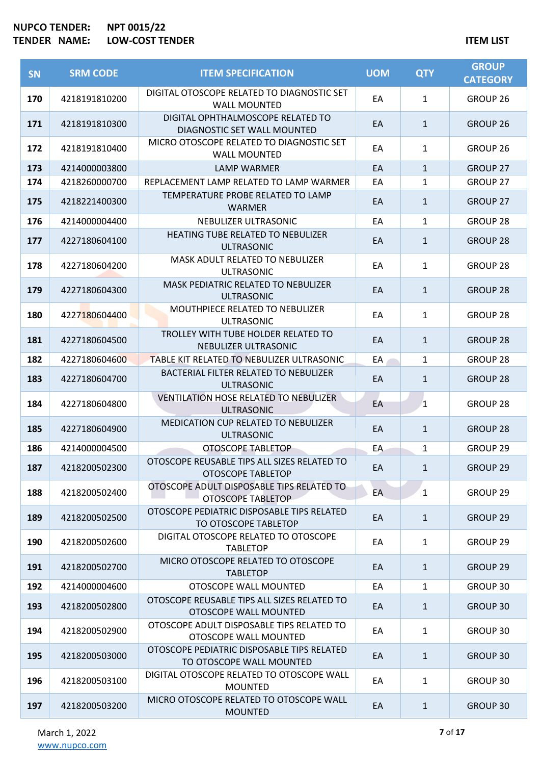NUPCO TENDER: NPT 0015/22
TENDER NAME: LOW-COST TENDER

ITEM LIST

| SN | SRM CODE | ITEM SPECIFICATION | UOM | QTY | GROUP CATEGORY |
|---|---|---|---|---|---|
| 170 | 4218191810200 | DIGITAL OTOSCOPE RELATED TO DIAGNOSTIC SET WALL MOUNTED | EA | 1 | GROUP 26 |
| 171 | 4218191810300 | DIGITAL OPHTHALMOSCOPE RELATED TO DIAGNOSTIC SET WALL MOUNTED | EA | 1 | GROUP 26 |
| 172 | 4218191810400 | MICRO OTOSCOPE RELATED TO DIAGNOSTIC SET WALL MOUNTED | EA | 1 | GROUP 26 |
| 173 | 4214000003800 | LAMP WARMER | EA | 1 | GROUP 27 |
| 174 | 4218260000700 | REPLACEMENT LAMP RELATED TO LAMP WARMER | EA | 1 | GROUP 27 |
| 175 | 4218221400300 | TEMPERATURE PROBE RELATED TO LAMP WARMER | EA | 1 | GROUP 27 |
| 176 | 4214000004400 | NEBULIZER ULTRASONIC | EA | 1 | GROUP 28 |
| 177 | 4227180604100 | HEATING TUBE RELATED TO NEBULIZER ULTRASONIC | EA | 1 | GROUP 28 |
| 178 | 4227180604200 | MASK ADULT RELATED TO NEBULIZER ULTRASONIC | EA | 1 | GROUP 28 |
| 179 | 4227180604300 | MASK PEDIATRIC RELATED TO NEBULIZER ULTRASONIC | EA | 1 | GROUP 28 |
| 180 | 4227180604400 | MOUTHPIECE RELATED TO NEBULIZER ULTRASONIC | EA | 1 | GROUP 28 |
| 181 | 4227180604500 | TROLLEY WITH TUBE HOLDER RELATED TO NEBULIZER ULTRASONIC | EA | 1 | GROUP 28 |
| 182 | 4227180604600 | TABLE KIT RELATED TO NEBULIZER ULTRASONIC | EA | 1 | GROUP 28 |
| 183 | 4227180604700 | BACTERIAL FILTER RELATED TO NEBULIZER ULTRASONIC | EA | 1 | GROUP 28 |
| 184 | 4227180604800 | VENTILATION HOSE RELATED TO NEBULIZER ULTRASONIC | EA | 1 | GROUP 28 |
| 185 | 4227180604900 | MEDICATION CUP RELATED TO NEBULIZER ULTRASONIC | EA | 1 | GROUP 28 |
| 186 | 4214000004500 | OTOSCOPE TABLETOP | EA | 1 | GROUP 29 |
| 187 | 4218200502300 | OTOSCOPE REUSABLE TIPS ALL SIZES RELATED TO OTOSCOPE TABLETOP | EA | 1 | GROUP 29 |
| 188 | 4218200502400 | OTOSCOPE ADULT DISPOSABLE TIPS RELATED TO OTOSCOPE TABLETOP | EA | 1 | GROUP 29 |
| 189 | 4218200502500 | OTOSCOPE PEDIATRIC DISPOSABLE TIPS RELATED TO OTOSCOPE TABLETOP | EA | 1 | GROUP 29 |
| 190 | 4218200502600 | DIGITAL OTOSCOPE RELATED TO OTOSCOPE TABLETOP | EA | 1 | GROUP 29 |
| 191 | 4218200502700 | MICRO OTOSCOPE RELATED TO OTOSCOPE TABLETOP | EA | 1 | GROUP 29 |
| 192 | 4214000004600 | OTOSCOPE WALL MOUNTED | EA | 1 | GROUP 30 |
| 193 | 4218200502800 | OTOSCOPE REUSABLE TIPS ALL SIZES RELATED TO OTOSCOPE WALL MOUNTED | EA | 1 | GROUP 30 |
| 194 | 4218200502900 | OTOSCOPE ADULT DISPOSABLE TIPS RELATED TO OTOSCOPE WALL MOUNTED | EA | 1 | GROUP 30 |
| 195 | 4218200503000 | OTOSCOPE PEDIATRIC DISPOSABLE TIPS RELATED TO OTOSCOPE WALL MOUNTED | EA | 1 | GROUP 30 |
| 196 | 4218200503100 | DIGITAL OTOSCOPE RELATED TO OTOSCOPE WALL MOUNTED | EA | 1 | GROUP 30 |
| 197 | 4218200503200 | MICRO OTOSCOPE RELATED TO OTOSCOPE WALL MOUNTED | EA | 1 | GROUP 30 |

March 1, 2022
www.nupco.com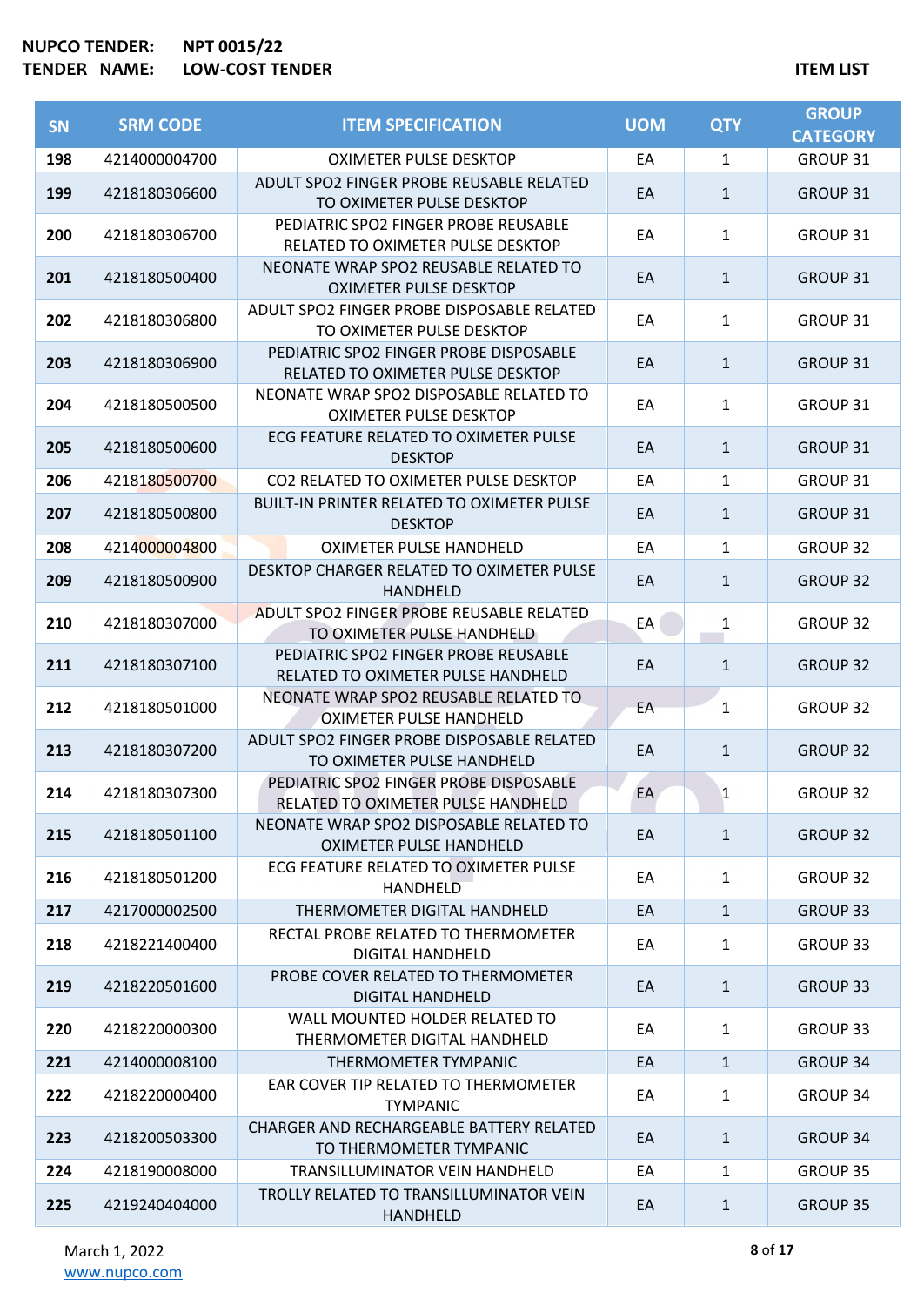**NUPCO TENDER:** NPT 0015/22
**TENDER NAME:** LOW-COST TENDER

**ITEM LIST**

| SN | SRM CODE | ITEM SPECIFICATION | UOM | QTY | GROUP CATEGORY |
|---|---|---|---|---|---|
| 198 | 4214000004700 | OXIMETER PULSE DESKTOP | EA | 1 | GROUP 31 |
| 199 | 4218180306600 | ADULT SPO2 FINGER PROBE REUSABLE RELATED TO OXIMETER PULSE DESKTOP | EA | 1 | GROUP 31 |
| 200 | 4218180306700 | PEDIATRIC SPO2 FINGER PROBE REUSABLE RELATED TO OXIMETER PULSE DESKTOP | EA | 1 | GROUP 31 |
| 201 | 4218180500400 | NEONATE WRAP SPO2 REUSABLE RELATED TO OXIMETER PULSE DESKTOP | EA | 1 | GROUP 31 |
| 202 | 4218180306800 | ADULT SPO2 FINGER PROBE DISPOSABLE RELATED TO OXIMETER PULSE DESKTOP | EA | 1 | GROUP 31 |
| 203 | 4218180306900 | PEDIATRIC SPO2 FINGER PROBE DISPOSABLE RELATED TO OXIMETER PULSE DESKTOP | EA | 1 | GROUP 31 |
| 204 | 4218180500500 | NEONATE WRAP SPO2 DISPOSABLE RELATED TO OXIMETER PULSE DESKTOP | EA | 1 | GROUP 31 |
| 205 | 4218180500600 | ECG FEATURE RELATED TO OXIMETER PULSE DESKTOP | EA | 1 | GROUP 31 |
| 206 | 4218180500700 | CO2 RELATED TO OXIMETER PULSE DESKTOP | EA | 1 | GROUP 31 |
| 207 | 4218180500800 | BUILT-IN PRINTER RELATED TO OXIMETER PULSE DESKTOP | EA | 1 | GROUP 31 |
| 208 | 4214000004800 | OXIMETER PULSE HANDHELD | EA | 1 | GROUP 32 |
| 209 | 4218180500900 | DESKTOP CHARGER RELATED TO OXIMETER PULSE HANDHELD | EA | 1 | GROUP 32 |
| 210 | 4218180307000 | ADULT SPO2 FINGER PROBE REUSABLE RELATED TO OXIMETER PULSE HANDHELD | EA | 1 | GROUP 32 |
| 211 | 4218180307100 | PEDIATRIC SPO2 FINGER PROBE REUSABLE RELATED TO OXIMETER PULSE HANDHELD | EA | 1 | GROUP 32 |
| 212 | 4218180501000 | NEONATE WRAP SPO2 REUSABLE RELATED TO OXIMETER PULSE HANDHELD | EA | 1 | GROUP 32 |
| 213 | 4218180307200 | ADULT SPO2 FINGER PROBE DISPOSABLE RELATED TO OXIMETER PULSE HANDHELD | EA | 1 | GROUP 32 |
| 214 | 4218180307300 | PEDIATRIC SPO2 FINGER PROBE DISPOSABLE RELATED TO OXIMETER PULSE HANDHELD | EA | 1 | GROUP 32 |
| 215 | 4218180501100 | NEONATE WRAP SPO2 DISPOSABLE RELATED TO OXIMETER PULSE HANDHELD | EA | 1 | GROUP 32 |
| 216 | 4218180501200 | ECG FEATURE RELATED TO OXIMETER PULSE HANDHELD | EA | 1 | GROUP 32 |
| 217 | 4217000002500 | THERMOMETER DIGITAL HANDHELD | EA | 1 | GROUP 33 |
| 218 | 4218221400400 | RECTAL PROBE RELATED TO THERMOMETER DIGITAL HANDHELD | EA | 1 | GROUP 33 |
| 219 | 4218220501600 | PROBE COVER RELATED TO THERMOMETER DIGITAL HANDHELD | EA | 1 | GROUP 33 |
| 220 | 4218220000300 | WALL MOUNTED HOLDER RELATED TO THERMOMETER DIGITAL HANDHELD | EA | 1 | GROUP 33 |
| 221 | 4214000008100 | THERMOMETER TYMPANIC | EA | 1 | GROUP 34 |
| 222 | 4218220000400 | EAR COVER TIP RELATED TO THERMOMETER TYMPANIC | EA | 1 | GROUP 34 |
| 223 | 4218200503300 | CHARGER AND RECHARGEABLE BATTERY RELATED TO THERMOMETER TYMPANIC | EA | 1 | GROUP 34 |
| 224 | 4218190008000 | TRANSILLUMINATOR VEIN HANDHELD | EA | 1 | GROUP 35 |
| 225 | 4219240404000 | TROLLY RELATED TO TRANSILLUMINATOR VEIN HANDHELD | EA | 1 | GROUP 35 |

March 1, 2022
www.nupco.com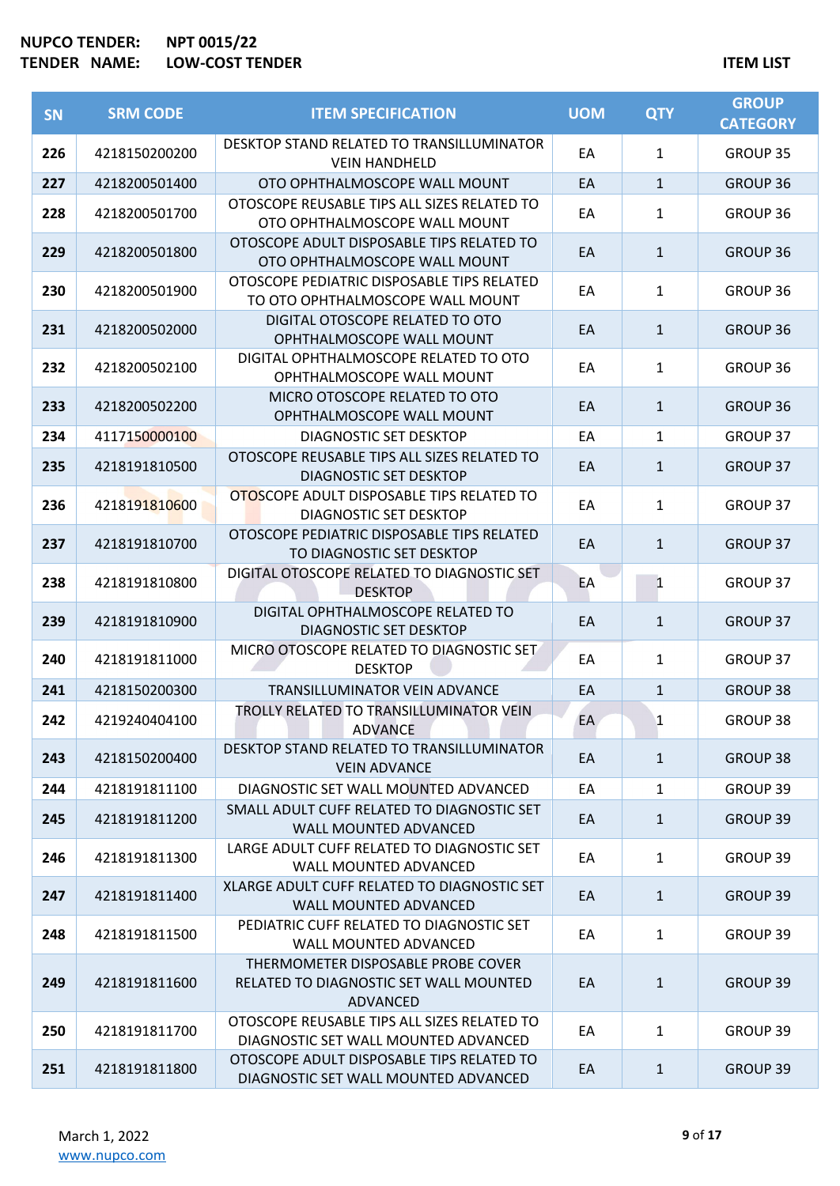NUPCO TENDER: NPT 0015/22
TENDER NAME: LOW-COST TENDER

ITEM LIST

| SN | SRM CODE | ITEM SPECIFICATION | UOM | QTY | GROUP CATEGORY |
|---|---|---|---|---|---|
| 226 | 4218150200200 | DESKTOP STAND RELATED TO TRANSILLUMINATOR VEIN HANDHELD | EA | 1 | GROUP 35 |
| 227 | 4218200501400 | OTO OPHTHALMOSCOPE WALL MOUNT | EA | 1 | GROUP 36 |
| 228 | 4218200501700 | OTOSCOPE REUSABLE TIPS ALL SIZES RELATED TO OTO OPHTHALMOSCOPE WALL MOUNT | EA | 1 | GROUP 36 |
| 229 | 4218200501800 | OTOSCOPE ADULT DISPOSABLE TIPS RELATED TO OTO OPHTHALMOSCOPE WALL MOUNT | EA | 1 | GROUP 36 |
| 230 | 4218200501900 | OTOSCOPE PEDIATRIC DISPOSABLE TIPS RELATED TO OTO OPHTHALMOSCOPE WALL MOUNT | EA | 1 | GROUP 36 |
| 231 | 4218200502000 | DIGITAL OTOSCOPE RELATED TO OTO OPHTHALMOSCOPE WALL MOUNT | EA | 1 | GROUP 36 |
| 232 | 4218200502100 | DIGITAL OPHTHALMOSCOPE RELATED TO OTO OPHTHALMOSCOPE WALL MOUNT | EA | 1 | GROUP 36 |
| 233 | 4218200502200 | MICRO OTOSCOPE RELATED TO OTO OPHTHALMOSCOPE WALL MOUNT | EA | 1 | GROUP 36 |
| 234 | 4117150000100 | DIAGNOSTIC SET DESKTOP | EA | 1 | GROUP 37 |
| 235 | 4218191810500 | OTOSCOPE REUSABLE TIPS ALL SIZES RELATED TO DIAGNOSTIC SET DESKTOP | EA | 1 | GROUP 37 |
| 236 | 4218191810600 | OTOSCOPE ADULT DISPOSABLE TIPS RELATED TO DIAGNOSTIC SET DESKTOP | EA | 1 | GROUP 37 |
| 237 | 4218191810700 | OTOSCOPE PEDIATRIC DISPOSABLE TIPS RELATED TO DIAGNOSTIC SET DESKTOP | EA | 1 | GROUP 37 |
| 238 | 4218191810800 | DIGITAL OTOSCOPE RELATED TO DIAGNOSTIC SET DESKTOP | EA | 1 | GROUP 37 |
| 239 | 4218191810900 | DIGITAL OPHTHALMOSCOPE RELATED TO DIAGNOSTIC SET DESKTOP | EA | 1 | GROUP 37 |
| 240 | 4218191811000 | MICRO OTOSCOPE RELATED TO DIAGNOSTIC SET DESKTOP | EA | 1 | GROUP 37 |
| 241 | 4218150200300 | TRANSILLUMINATOR VEIN ADVANCE | EA | 1 | GROUP 38 |
| 242 | 4219240404100 | TROLLY RELATED TO TRANSILLUMINATOR VEIN ADVANCE | EA | 1 | GROUP 38 |
| 243 | 4218150200400 | DESKTOP STAND RELATED TO TRANSILLUMINATOR VEIN ADVANCE | EA | 1 | GROUP 38 |
| 244 | 4218191811100 | DIAGNOSTIC SET WALL MOUNTED ADVANCED | EA | 1 | GROUP 39 |
| 245 | 4218191811200 | SMALL ADULT CUFF RELATED TO DIAGNOSTIC SET WALL MOUNTED ADVANCED | EA | 1 | GROUP 39 |
| 246 | 4218191811300 | LARGE ADULT CUFF RELATED TO DIAGNOSTIC SET WALL MOUNTED ADVANCED | EA | 1 | GROUP 39 |
| 247 | 4218191811400 | XLARGE ADULT CUFF RELATED TO DIAGNOSTIC SET WALL MOUNTED ADVANCED | EA | 1 | GROUP 39 |
| 248 | 4218191811500 | PEDIATRIC CUFF RELATED TO DIAGNOSTIC SET WALL MOUNTED ADVANCED | EA | 1 | GROUP 39 |
| 249 | 4218191811600 | THERMOMETER DISPOSABLE PROBE COVER RELATED TO DIAGNOSTIC SET WALL MOUNTED ADVANCED | EA | 1 | GROUP 39 |
| 250 | 4218191811700 | OTOSCOPE REUSABLE TIPS ALL SIZES RELATED TO DIAGNOSTIC SET WALL MOUNTED ADVANCED | EA | 1 | GROUP 39 |
| 251 | 4218191811800 | OTOSCOPE ADULT DISPOSABLE TIPS RELATED TO DIAGNOSTIC SET WALL MOUNTED ADVANCED | EA | 1 | GROUP 39 |

March 1, 2022
www.nupco.com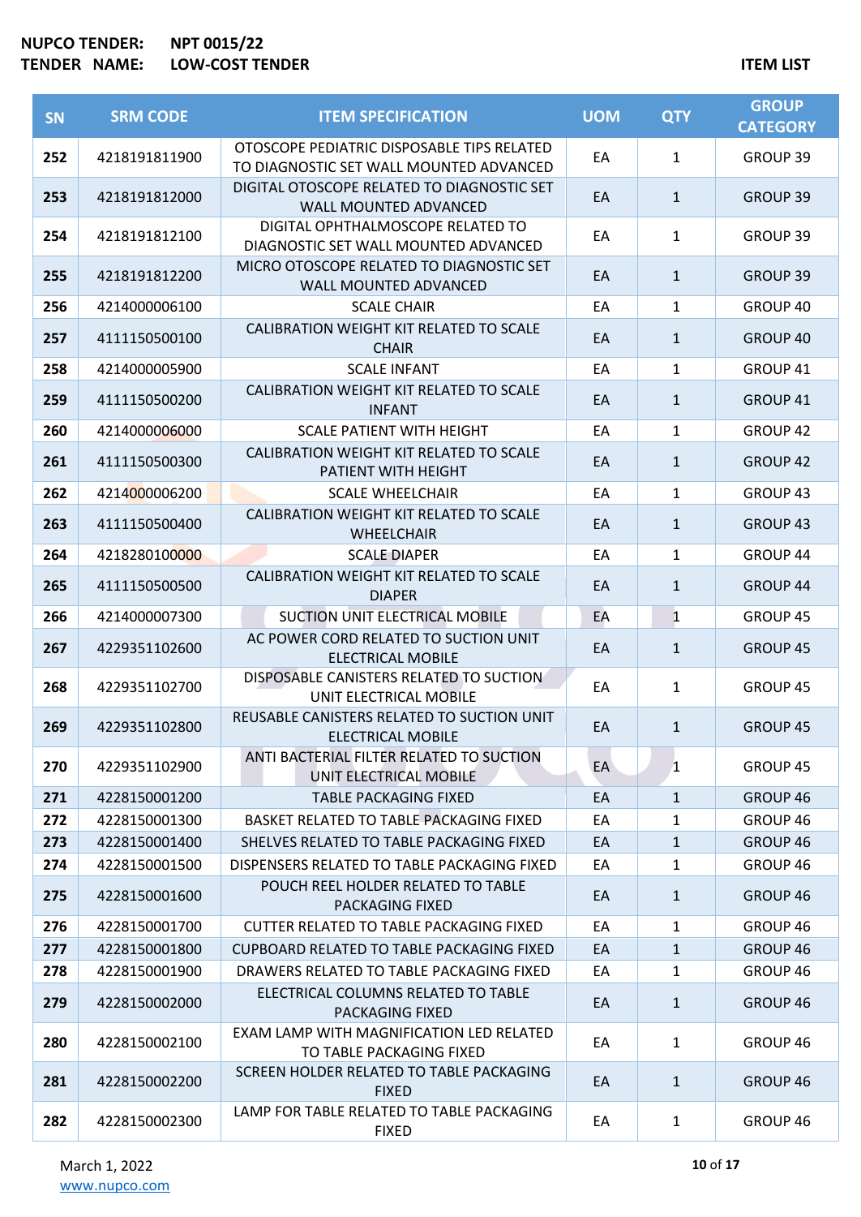**NUPCO TENDER:** NPT 0015/22
**TENDER NAME:** LOW-COST TENDER

**ITEM LIST**

| SN | SRM CODE | ITEM SPECIFICATION | UOM | QTY | GROUP CATEGORY |
|---|---|---|---|---|---|
| 252 | 4218191811900 | OTOSCOPE PEDIATRIC DISPOSABLE TIPS RELATED TO DIAGNOSTIC SET WALL MOUNTED ADVANCED | EA | 1 | GROUP 39 |
| 253 | 4218191812000 | DIGITAL OTOSCOPE RELATED TO DIAGNOSTIC SET WALL MOUNTED ADVANCED | EA | 1 | GROUP 39 |
| 254 | 4218191812100 | DIGITAL OPHTHALMOSCOPE RELATED TO DIAGNOSTIC SET WALL MOUNTED ADVANCED | EA | 1 | GROUP 39 |
| 255 | 4218191812200 | MICRO OTOSCOPE RELATED TO DIAGNOSTIC SET WALL MOUNTED ADVANCED | EA | 1 | GROUP 39 |
| 256 | 4214000006100 | SCALE CHAIR | EA | 1 | GROUP 40 |
| 257 | 4111150500100 | CALIBRATION WEIGHT KIT RELATED TO SCALE CHAIR | EA | 1 | GROUP 40 |
| 258 | 4214000005900 | SCALE INFANT | EA | 1 | GROUP 41 |
| 259 | 4111150500200 | CALIBRATION WEIGHT KIT RELATED TO SCALE INFANT | EA | 1 | GROUP 41 |
| 260 | 4214000006000 | SCALE PATIENT WITH HEIGHT | EA | 1 | GROUP 42 |
| 261 | 4111150500300 | CALIBRATION WEIGHT KIT RELATED TO SCALE PATIENT WITH HEIGHT | EA | 1 | GROUP 42 |
| 262 | 4214000006200 | SCALE WHEELCHAIR | EA | 1 | GROUP 43 |
| 263 | 4111150500400 | CALIBRATION WEIGHT KIT RELATED TO SCALE WHEELCHAIR | EA | 1 | GROUP 43 |
| 264 | 4218280100000 | SCALE DIAPER | EA | 1 | GROUP 44 |
| 265 | 4111150500500 | CALIBRATION WEIGHT KIT RELATED TO SCALE DIAPER | EA | 1 | GROUP 44 |
| 266 | 4214000007300 | SUCTION UNIT ELECTRICAL MOBILE | EA | 1 | GROUP 45 |
| 267 | 4229351102600 | AC POWER CORD RELATED TO SUCTION UNIT ELECTRICAL MOBILE | EA | 1 | GROUP 45 |
| 268 | 4229351102700 | DISPOSABLE CANISTERS RELATED TO SUCTION UNIT ELECTRICAL MOBILE | EA | 1 | GROUP 45 |
| 269 | 4229351102800 | REUSABLE CANISTERS RELATED TO SUCTION UNIT ELECTRICAL MOBILE | EA | 1 | GROUP 45 |
| 270 | 4229351102900 | ANTI BACTERIAL FILTER RELATED TO SUCTION UNIT ELECTRICAL MOBILE | EA | 1 | GROUP 45 |
| 271 | 4228150001200 | TABLE PACKAGING FIXED | EA | 1 | GROUP 46 |
| 272 | 4228150001300 | BASKET RELATED TO TABLE PACKAGING FIXED | EA | 1 | GROUP 46 |
| 273 | 4228150001400 | SHELVES RELATED TO TABLE PACKAGING FIXED | EA | 1 | GROUP 46 |
| 274 | 4228150001500 | DISPENSERS RELATED TO TABLE PACKAGING FIXED | EA | 1 | GROUP 46 |
| 275 | 4228150001600 | POUCH REEL HOLDER RELATED TO TABLE PACKAGING FIXED | EA | 1 | GROUP 46 |
| 276 | 4228150001700 | CUTTER RELATED TO TABLE PACKAGING FIXED | EA | 1 | GROUP 46 |
| 277 | 4228150001800 | CUPBOARD RELATED TO TABLE PACKAGING FIXED | EA | 1 | GROUP 46 |
| 278 | 4228150001900 | DRAWERS RELATED TO TABLE PACKAGING FIXED | EA | 1 | GROUP 46 |
| 279 | 4228150002000 | ELECTRICAL COLUMNS RELATED TO TABLE PACKAGING FIXED | EA | 1 | GROUP 46 |
| 280 | 4228150002100 | EXAM LAMP WITH MAGNIFICATION LED RELATED TO TABLE PACKAGING FIXED | EA | 1 | GROUP 46 |
| 281 | 4228150002200 | SCREEN HOLDER RELATED TO TABLE PACKAGING FIXED | EA | 1 | GROUP 46 |
| 282 | 4228150002300 | LAMP FOR TABLE RELATED TO TABLE PACKAGING FIXED | EA | 1 | GROUP 46 |

March 1, 2022
www.nupco.com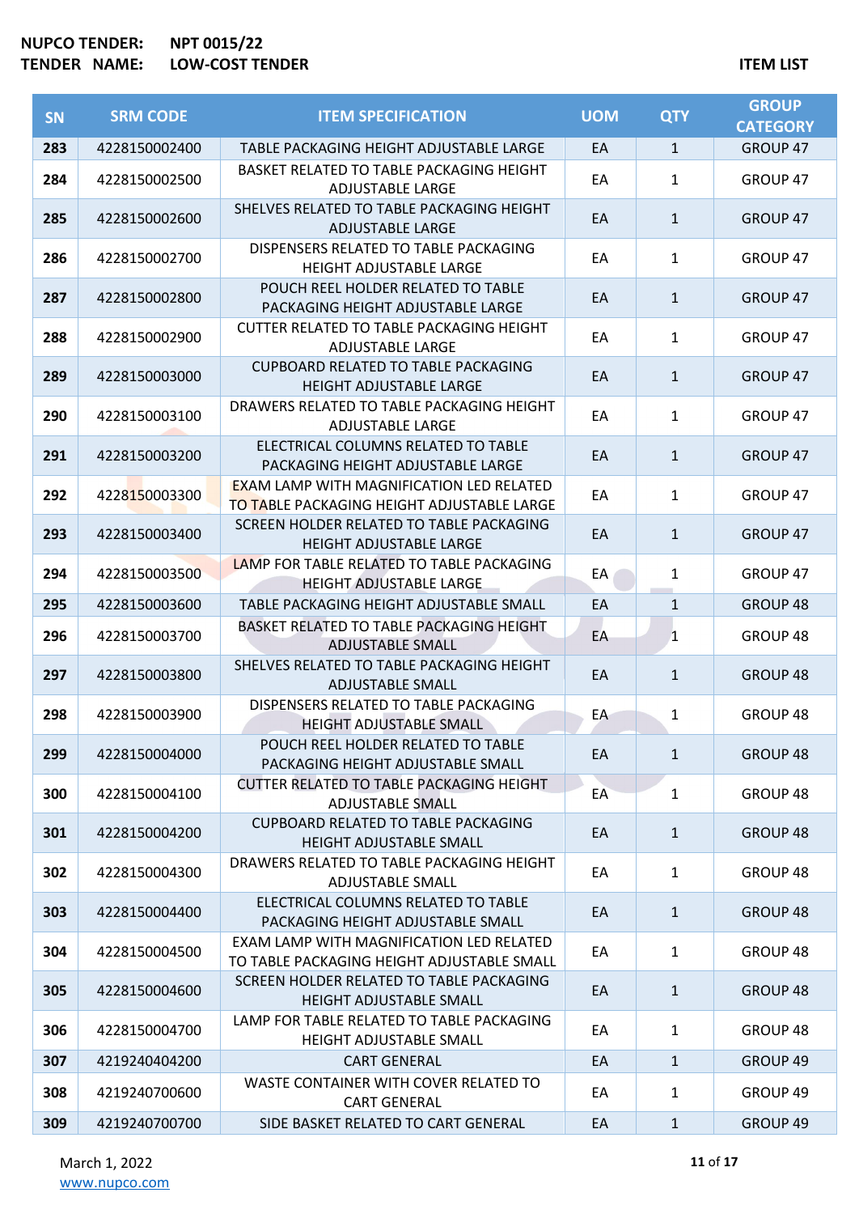**NUPCO TENDER:** NPT 0015/22
**TENDER NAME:** LOW-COST TENDER

**ITEM LIST**

| SN | SRM CODE | ITEM SPECIFICATION | UOM | QTY | GROUP CATEGORY |
|---|---|---|---|---|---|
| 283 | 4228150002400 | TABLE PACKAGING HEIGHT ADJUSTABLE LARGE | EA | 1 | GROUP 47 |
| 284 | 4228150002500 | BASKET RELATED TO TABLE PACKAGING HEIGHT ADJUSTABLE LARGE | EA | 1 | GROUP 47 |
| 285 | 4228150002600 | SHELVES RELATED TO TABLE PACKAGING HEIGHT ADJUSTABLE LARGE | EA | 1 | GROUP 47 |
| 286 | 4228150002700 | DISPENSERS RELATED TO TABLE PACKAGING HEIGHT ADJUSTABLE LARGE | EA | 1 | GROUP 47 |
| 287 | 4228150002800 | POUCH REEL HOLDER RELATED TO TABLE PACKAGING HEIGHT ADJUSTABLE LARGE | EA | 1 | GROUP 47 |
| 288 | 4228150002900 | CUTTER RELATED TO TABLE PACKAGING HEIGHT ADJUSTABLE LARGE | EA | 1 | GROUP 47 |
| 289 | 4228150003000 | CUPBOARD RELATED TO TABLE PACKAGING HEIGHT ADJUSTABLE LARGE | EA | 1 | GROUP 47 |
| 290 | 4228150003100 | DRAWERS RELATED TO TABLE PACKAGING HEIGHT ADJUSTABLE LARGE | EA | 1 | GROUP 47 |
| 291 | 4228150003200 | ELECTRICAL COLUMNS RELATED TO TABLE PACKAGING HEIGHT ADJUSTABLE LARGE | EA | 1 | GROUP 47 |
| 292 | 4228150003300 | EXAM LAMP WITH MAGNIFICATION LED RELATED TO TABLE PACKAGING HEIGHT ADJUSTABLE LARGE | EA | 1 | GROUP 47 |
| 293 | 4228150003400 | SCREEN HOLDER RELATED TO TABLE PACKAGING HEIGHT ADJUSTABLE LARGE | EA | 1 | GROUP 47 |
| 294 | 4228150003500 | LAMP FOR TABLE RELATED TO TABLE PACKAGING HEIGHT ADJUSTABLE LARGE | EA | 1 | GROUP 47 |
| 295 | 4228150003600 | TABLE PACKAGING HEIGHT ADJUSTABLE SMALL | EA | 1 | GROUP 48 |
| 296 | 4228150003700 | BASKET RELATED TO TABLE PACKAGING HEIGHT ADJUSTABLE SMALL | EA | 1 | GROUP 48 |
| 297 | 4228150003800 | SHELVES RELATED TO TABLE PACKAGING HEIGHT ADJUSTABLE SMALL | EA | 1 | GROUP 48 |
| 298 | 4228150003900 | DISPENSERS RELATED TO TABLE PACKAGING HEIGHT ADJUSTABLE SMALL | EA | 1 | GROUP 48 |
| 299 | 4228150004000 | POUCH REEL HOLDER RELATED TO TABLE PACKAGING HEIGHT ADJUSTABLE SMALL | EA | 1 | GROUP 48 |
| 300 | 4228150004100 | CUTTER RELATED TO TABLE PACKAGING HEIGHT ADJUSTABLE SMALL | EA | 1 | GROUP 48 |
| 301 | 4228150004200 | CUPBOARD RELATED TO TABLE PACKAGING HEIGHT ADJUSTABLE SMALL | EA | 1 | GROUP 48 |
| 302 | 4228150004300 | DRAWERS RELATED TO TABLE PACKAGING HEIGHT ADJUSTABLE SMALL | EA | 1 | GROUP 48 |
| 303 | 4228150004400 | ELECTRICAL COLUMNS RELATED TO TABLE PACKAGING HEIGHT ADJUSTABLE SMALL | EA | 1 | GROUP 48 |
| 304 | 4228150004500 | EXAM LAMP WITH MAGNIFICATION LED RELATED TO TABLE PACKAGING HEIGHT ADJUSTABLE SMALL | EA | 1 | GROUP 48 |
| 305 | 4228150004600 | SCREEN HOLDER RELATED TO TABLE PACKAGING HEIGHT ADJUSTABLE SMALL | EA | 1 | GROUP 48 |
| 306 | 4228150004700 | LAMP FOR TABLE RELATED TO TABLE PACKAGING HEIGHT ADJUSTABLE SMALL | EA | 1 | GROUP 48 |
| 307 | 4219240404200 | CART GENERAL | EA | 1 | GROUP 49 |
| 308 | 4219240700600 | WASTE CONTAINER WITH COVER RELATED TO CART GENERAL | EA | 1 | GROUP 49 |
| 309 | 4219240700700 | SIDE BASKET RELATED TO CART GENERAL | EA | 1 | GROUP 49 |

March 1, 2022
www.nupco.com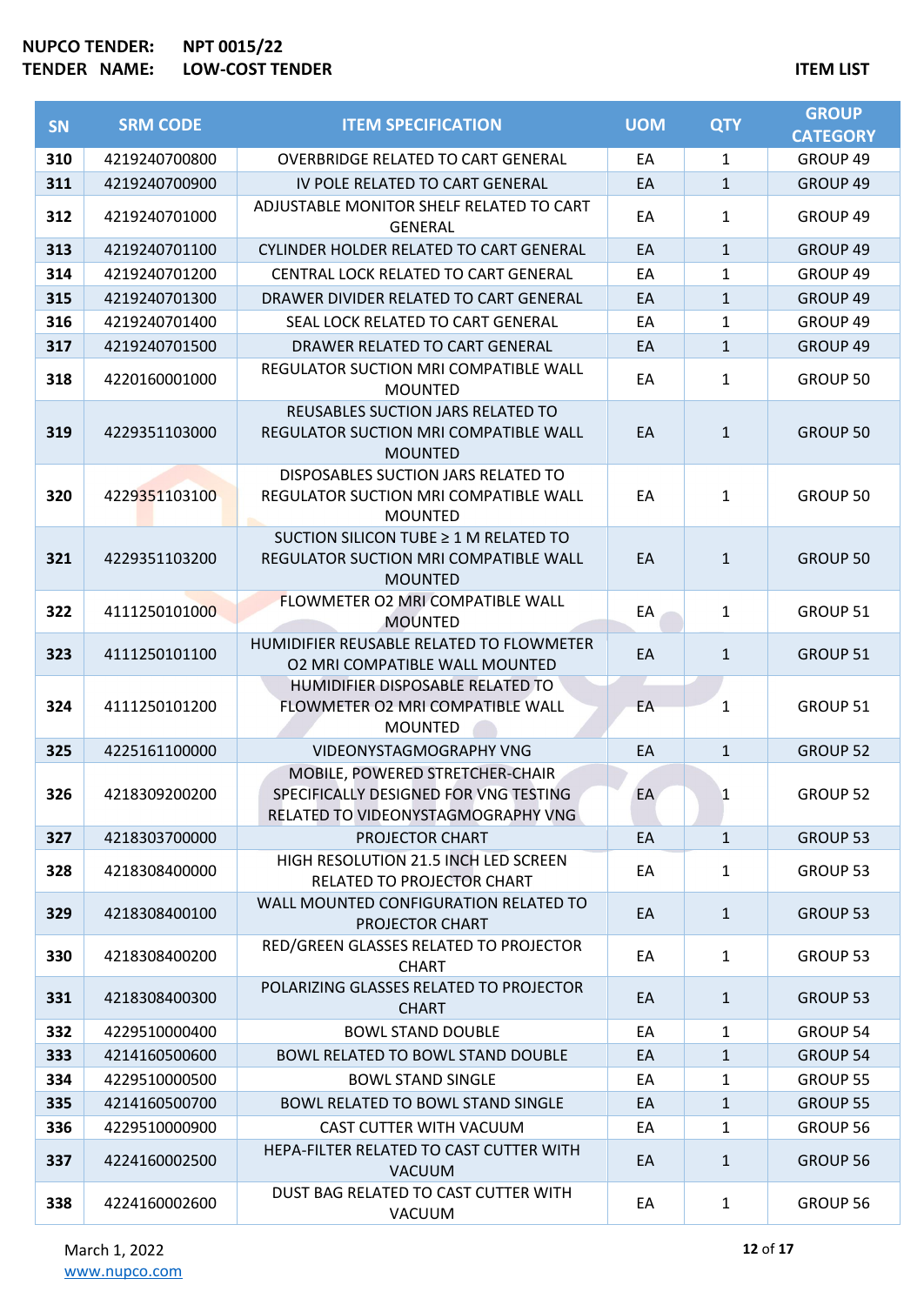**NUPCO TENDER:** **NPT 0015/22**
**TENDER NAME:** **LOW-COST TENDER**

**ITEM LIST**

| SN | SRM CODE | ITEM SPECIFICATION | UOM | QTY | GROUP CATEGORY |
|---|---|---|---|---|---|
| 310 | 4219240700800 | OVERBRIDGE RELATED TO CART GENERAL | EA | 1 | GROUP 49 |
| 311 | 4219240700900 | IV POLE RELATED TO CART GENERAL | EA | 1 | GROUP 49 |
| 312 | 4219240701000 | ADJUSTABLE MONITOR SHELF RELATED TO CART GENERAL | EA | 1 | GROUP 49 |
| 313 | 4219240701100 | CYLINDER HOLDER RELATED TO CART GENERAL | EA | 1 | GROUP 49 |
| 314 | 4219240701200 | CENTRAL LOCK RELATED TO CART GENERAL | EA | 1 | GROUP 49 |
| 315 | 4219240701300 | DRAWER DIVIDER RELATED TO CART GENERAL | EA | 1 | GROUP 49 |
| 316 | 4219240701400 | SEAL LOCK RELATED TO CART GENERAL | EA | 1 | GROUP 49 |
| 317 | 4219240701500 | DRAWER RELATED TO CART GENERAL | EA | 1 | GROUP 49 |
| 318 | 4220160001000 | REGULATOR SUCTION MRI COMPATIBLE WALL MOUNTED | EA | 1 | GROUP 50 |
| 319 | 4229351103000 | REUSABLES SUCTION JARS RELATED TO REGULATOR SUCTION MRI COMPATIBLE WALL MOUNTED | EA | 1 | GROUP 50 |
| 320 | 4229351103100 | DISPOSABLES SUCTION JARS RELATED TO REGULATOR SUCTION MRI COMPATIBLE WALL MOUNTED | EA | 1 | GROUP 50 |
| 321 | 4229351103200 | SUCTION SILICON TUBE ≥ 1 M RELATED TO REGULATOR SUCTION MRI COMPATIBLE WALL MOUNTED | EA | 1 | GROUP 50 |
| 322 | 4111250101000 | FLOWMETER O2 MRI COMPATIBLE WALL MOUNTED | EA | 1 | GROUP 51 |
| 323 | 4111250101100 | HUMIDIFIER REUSABLE RELATED TO FLOWMETER O2 MRI COMPATIBLE WALL MOUNTED | EA | 1 | GROUP 51 |
| 324 | 4111250101200 | HUMIDIFIER DISPOSABLE RELATED TO FLOWMETER O2 MRI COMPATIBLE WALL MOUNTED | EA | 1 | GROUP 51 |
| 325 | 4225161100000 | VIDEONYSTAGMOGRAPHY VNG | EA | 1 | GROUP 52 |
| 326 | 4218309200200 | MOBILE, POWERED STRETCHER-CHAIR SPECIFICALLY DESIGNED FOR VNG TESTING RELATED TO VIDEONYSTAGMOGRAPHY VNG | EA | 1 | GROUP 52 |
| 327 | 4218303700000 | PROJECTOR CHART | EA | 1 | GROUP 53 |
| 328 | 4218308400000 | HIGH RESOLUTION 21.5 INCH LED SCREEN RELATED TO PROJECTOR CHART | EA | 1 | GROUP 53 |
| 329 | 4218308400100 | WALL MOUNTED CONFIGURATION RELATED TO PROJECTOR CHART | EA | 1 | GROUP 53 |
| 330 | 4218308400200 | RED/GREEN GLASSES RELATED TO PROJECTOR CHART | EA | 1 | GROUP 53 |
| 331 | 4218308400300 | POLARIZING GLASSES RELATED TO PROJECTOR CHART | EA | 1 | GROUP 53 |
| 332 | 4229510000400 | BOWL STAND DOUBLE | EA | 1 | GROUP 54 |
| 333 | 4214160500600 | BOWL RELATED TO BOWL STAND DOUBLE | EA | 1 | GROUP 54 |
| 334 | 4229510000500 | BOWL STAND SINGLE | EA | 1 | GROUP 55 |
| 335 | 4214160500700 | BOWL RELATED TO BOWL STAND SINGLE | EA | 1 | GROUP 55 |
| 336 | 4229510000900 | CAST CUTTER WITH VACUUM | EA | 1 | GROUP 56 |
| 337 | 4224160002500 | HEPA-FILTER RELATED TO CAST CUTTER WITH VACUUM | EA | 1 | GROUP 56 |
| 338 | 4224160002600 | DUST BAG RELATED TO CAST CUTTER WITH VACUUM | EA | 1 | GROUP 56 |

March 1, 2022
www.nupco.com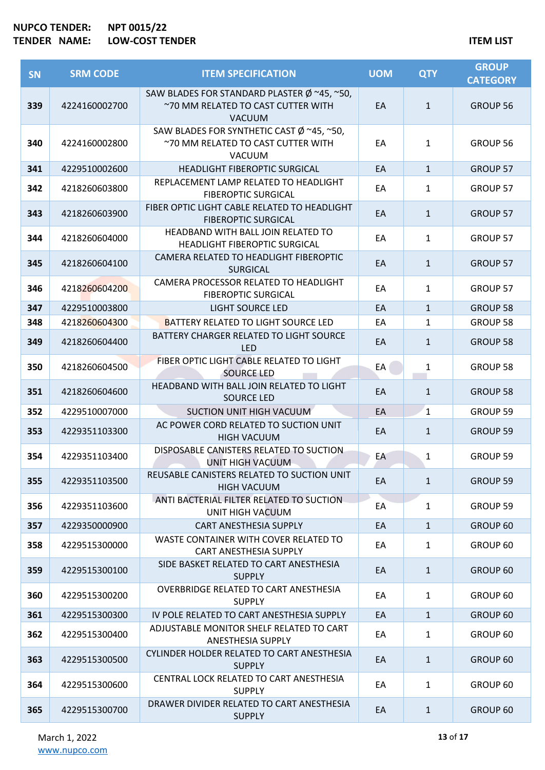**NUPCO TENDER:** **NPT 0015/22**
**TENDER NAME:** **LOW-COST TENDER**

**ITEM LIST**

| SN | SRM CODE | ITEM SPECIFICATION | UOM | QTY | GROUP CATEGORY |
|---|---|---|---|---|---|
| 339 | 4224160002700 | SAW BLADES FOR STANDARD PLASTER Ø ~45, ~50, ~70 MM RELATED TO CAST CUTTER WITH VACUUM | EA | 1 | GROUP 56 |
| 340 | 4224160002800 | SAW BLADES FOR SYNTHETIC CAST Ø ~45, ~50, ~70 MM RELATED TO CAST CUTTER WITH VACUUM | EA | 1 | GROUP 56 |
| 341 | 4229510002600 | HEADLIGHT FIBEROPTIC SURGICAL | EA | 1 | GROUP 57 |
| 342 | 4218260603800 | REPLACEMENT LAMP RELATED TO HEADLIGHT FIBEROPTIC SURGICAL | EA | 1 | GROUP 57 |
| 343 | 4218260603900 | FIBER OPTIC LIGHT CABLE RELATED TO HEADLIGHT FIBEROPTIC SURGICAL | EA | 1 | GROUP 57 |
| 344 | 4218260604000 | HEADBAND WITH BALL JOIN RELATED TO HEADLIGHT FIBEROPTIC SURGICAL | EA | 1 | GROUP 57 |
| 345 | 4218260604100 | CAMERA RELATED TO HEADLIGHT FIBEROPTIC SURGICAL | EA | 1 | GROUP 57 |
| 346 | 4218260604200 | CAMERA PROCESSOR RELATED TO HEADLIGHT FIBEROPTIC SURGICAL | EA | 1 | GROUP 57 |
| 347 | 4229510003800 | LIGHT SOURCE LED | EA | 1 | GROUP 58 |
| 348 | 4218260604300 | BATTERY RELATED TO LIGHT SOURCE LED | EA | 1 | GROUP 58 |
| 349 | 4218260604400 | BATTERY CHARGER RELATED TO LIGHT SOURCE LED | EA | 1 | GROUP 58 |
| 350 | 4218260604500 | FIBER OPTIC LIGHT CABLE RELATED TO LIGHT SOURCE LED | EA | 1 | GROUP 58 |
| 351 | 4218260604600 | HEADBAND WITH BALL JOIN RELATED TO LIGHT SOURCE LED | EA | 1 | GROUP 58 |
| 352 | 4229510007000 | SUCTION UNIT HIGH VACUUM | EA | 1 | GROUP 59 |
| 353 | 4229351103300 | AC POWER CORD RELATED TO SUCTION UNIT HIGH VACUUM | EA | 1 | GROUP 59 |
| 354 | 4229351103400 | DISPOSABLE CANISTERS RELATED TO SUCTION UNIT HIGH VACUUM | EA | 1 | GROUP 59 |
| 355 | 4229351103500 | REUSABLE CANISTERS RELATED TO SUCTION UNIT HIGH VACUUM | EA | 1 | GROUP 59 |
| 356 | 4229351103600 | ANTI BACTERIAL FILTER RELATED TO SUCTION UNIT HIGH VACUUM | EA | 1 | GROUP 59 |
| 357 | 4229350000900 | CART ANESTHESIA SUPPLY | EA | 1 | GROUP 60 |
| 358 | 4229515300000 | WASTE CONTAINER WITH COVER RELATED TO CART ANESTHESIA SUPPLY | EA | 1 | GROUP 60 |
| 359 | 4229515300100 | SIDE BASKET RELATED TO CART ANESTHESIA SUPPLY | EA | 1 | GROUP 60 |
| 360 | 4229515300200 | OVERBRIDGE RELATED TO CART ANESTHESIA SUPPLY | EA | 1 | GROUP 60 |
| 361 | 4229515300300 | IV POLE RELATED TO CART ANESTHESIA SUPPLY | EA | 1 | GROUP 60 |
| 362 | 4229515300400 | ADJUSTABLE MONITOR SHELF RELATED TO CART ANESTHESIA SUPPLY | EA | 1 | GROUP 60 |
| 363 | 4229515300500 | CYLINDER HOLDER RELATED TO CART ANESTHESIA SUPPLY | EA | 1 | GROUP 60 |
| 364 | 4229515300600 | CENTRAL LOCK RELATED TO CART ANESTHESIA SUPPLY | EA | 1 | GROUP 60 |
| 365 | 4229515300700 | DRAWER DIVIDER RELATED TO CART ANESTHESIA SUPPLY | EA | 1 | GROUP 60 |

March 1, 2022
www.nupco.com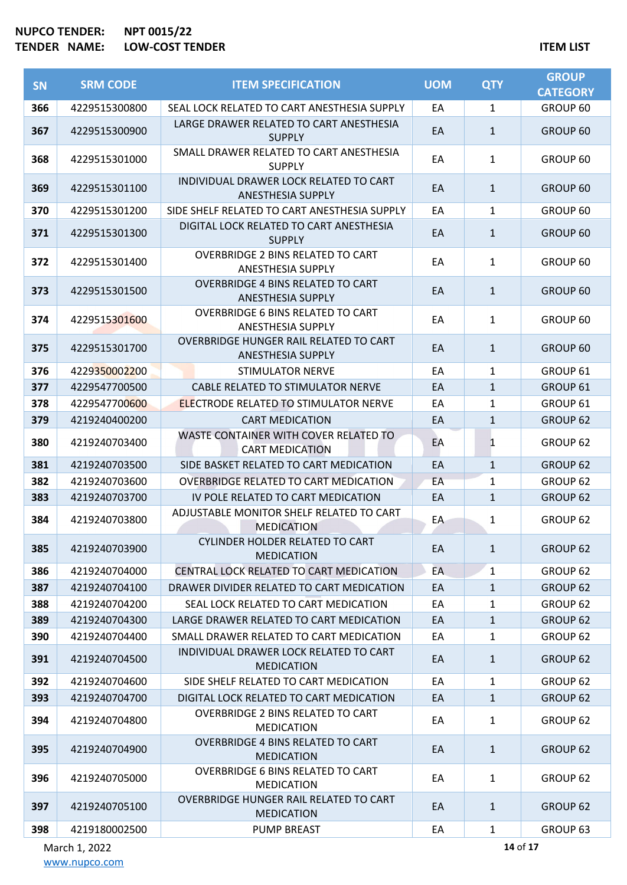**NUPCO TENDER:** NPT 0015/22
**TENDER NAME:** LOW-COST TENDER

**ITEM LIST**

| SN | SRM CODE | ITEM SPECIFICATION | UOM | QTY | GROUP CATEGORY |
|---|---|---|---|---|---|
| 366 | 4229515300800 | SEAL LOCK RELATED TO CART ANESTHESIA SUPPLY | EA | 1 | GROUP 60 |
| 367 | 4229515300900 | LARGE DRAWER RELATED TO CART ANESTHESIA SUPPLY | EA | 1 | GROUP 60 |
| 368 | 4229515301000 | SMALL DRAWER RELATED TO CART ANESTHESIA SUPPLY | EA | 1 | GROUP 60 |
| 369 | 4229515301100 | INDIVIDUAL DRAWER LOCK RELATED TO CART ANESTHESIA SUPPLY | EA | 1 | GROUP 60 |
| 370 | 4229515301200 | SIDE SHELF RELATED TO CART ANESTHESIA SUPPLY | EA | 1 | GROUP 60 |
| 371 | 4229515301300 | DIGITAL LOCK RELATED TO CART ANESTHESIA SUPPLY | EA | 1 | GROUP 60 |
| 372 | 4229515301400 | OVERBRIDGE 2 BINS RELATED TO CART ANESTHESIA SUPPLY | EA | 1 | GROUP 60 |
| 373 | 4229515301500 | OVERBRIDGE 4 BINS RELATED TO CART ANESTHESIA SUPPLY | EA | 1 | GROUP 60 |
| 374 | 4229515301600 | OVERBRIDGE 6 BINS RELATED TO CART ANESTHESIA SUPPLY | EA | 1 | GROUP 60 |
| 375 | 4229515301700 | OVERBRIDGE HUNGER RAIL RELATED TO CART ANESTHESIA SUPPLY | EA | 1 | GROUP 60 |
| 376 | 4229350002200 | STIMULATOR NERVE | EA | 1 | GROUP 61 |
| 377 | 4229547700500 | CABLE RELATED TO STIMULATOR NERVE | EA | 1 | GROUP 61 |
| 378 | 4229547700600 | ELECTRODE RELATED TO STIMULATOR NERVE | EA | 1 | GROUP 61 |
| 379 | 4219240400200 | CART MEDICATION | EA | 1 | GROUP 62 |
| 380 | 4219240703400 | WASTE CONTAINER WITH COVER RELATED TO CART MEDICATION | EA | 1 | GROUP 62 |
| 381 | 4219240703500 | SIDE BASKET RELATED TO CART MEDICATION | EA | 1 | GROUP 62 |
| 382 | 4219240703600 | OVERBRIDGE RELATED TO CART MEDICATION | EA | 1 | GROUP 62 |
| 383 | 4219240703700 | IV POLE RELATED TO CART MEDICATION | EA | 1 | GROUP 62 |
| 384 | 4219240703800 | ADJUSTABLE MONITOR SHELF RELATED TO CART MEDICATION | EA | 1 | GROUP 62 |
| 385 | 4219240703900 | CYLINDER HOLDER RELATED TO CART MEDICATION | EA | 1 | GROUP 62 |
| 386 | 4219240704000 | CENTRAL LOCK RELATED TO CART MEDICATION | EA | 1 | GROUP 62 |
| 387 | 4219240704100 | DRAWER DIVIDER RELATED TO CART MEDICATION | EA | 1 | GROUP 62 |
| 388 | 4219240704200 | SEAL LOCK RELATED TO CART MEDICATION | EA | 1 | GROUP 62 |
| 389 | 4219240704300 | LARGE DRAWER RELATED TO CART MEDICATION | EA | 1 | GROUP 62 |
| 390 | 4219240704400 | SMALL DRAWER RELATED TO CART MEDICATION | EA | 1 | GROUP 62 |
| 391 | 4219240704500 | INDIVIDUAL DRAWER LOCK RELATED TO CART MEDICATION | EA | 1 | GROUP 62 |
| 392 | 4219240704600 | SIDE SHELF RELATED TO CART MEDICATION | EA | 1 | GROUP 62 |
| 393 | 4219240704700 | DIGITAL LOCK RELATED TO CART MEDICATION | EA | 1 | GROUP 62 |
| 394 | 4219240704800 | OVERBRIDGE 2 BINS RELATED TO CART MEDICATION | EA | 1 | GROUP 62 |
| 395 | 4219240704900 | OVERBRIDGE 4 BINS RELATED TO CART MEDICATION | EA | 1 | GROUP 62 |
| 396 | 4219240705000 | OVERBRIDGE 6 BINS RELATED TO CART MEDICATION | EA | 1 | GROUP 62 |
| 397 | 4219240705100 | OVERBRIDGE HUNGER RAIL RELATED TO CART MEDICATION | EA | 1 | GROUP 62 |
| 398 | 4219180002500 | PUMP BREAST | EA | 1 | GROUP 63 |

March 1, 2022
www.nupco.com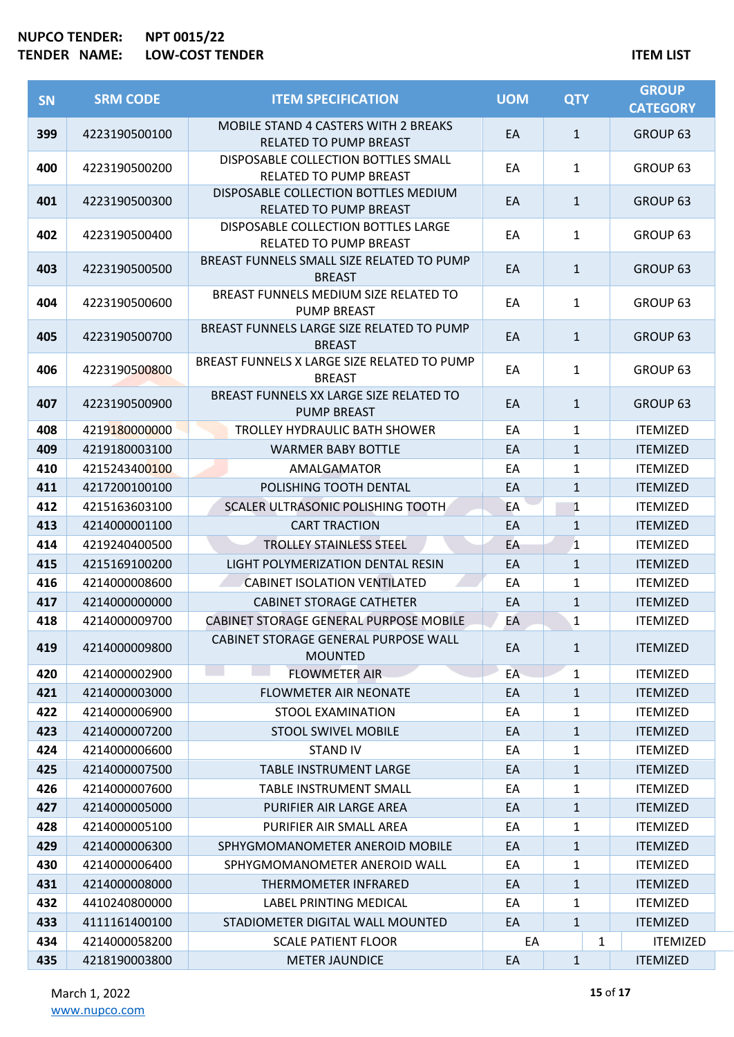**NUPCO TENDER:** NPT 0015/22
**TENDER NAME:** LOW-COST TENDER

**ITEM LIST**

| SN | SRM CODE | ITEM SPECIFICATION | UOM | QTY | GROUP CATEGORY |
|---|---|---|---|---|---|
| 399 | 4223190500100 | MOBILE STAND 4 CASTERS WITH 2 BREAKS RELATED TO PUMP BREAST | EA | 1 | GROUP 63 |
| 400 | 4223190500200 | DISPOSABLE COLLECTION BOTTLES SMALL RELATED TO PUMP BREAST | EA | 1 | GROUP 63 |
| 401 | 4223190500300 | DISPOSABLE COLLECTION BOTTLES MEDIUM RELATED TO PUMP BREAST | EA | 1 | GROUP 63 |
| 402 | 4223190500400 | DISPOSABLE COLLECTION BOTTLES LARGE RELATED TO PUMP BREAST | EA | 1 | GROUP 63 |
| 403 | 4223190500500 | BREAST FUNNELS SMALL SIZE RELATED TO PUMP BREAST | EA | 1 | GROUP 63 |
| 404 | 4223190500600 | BREAST FUNNELS MEDIUM SIZE RELATED TO PUMP BREAST | EA | 1 | GROUP 63 |
| 405 | 4223190500700 | BREAST FUNNELS LARGE SIZE RELATED TO PUMP BREAST | EA | 1 | GROUP 63 |
| 406 | 4223190500800 | BREAST FUNNELS X LARGE SIZE RELATED TO PUMP BREAST | EA | 1 | GROUP 63 |
| 407 | 4223190500900 | BREAST FUNNELS XX LARGE SIZE RELATED TO PUMP BREAST | EA | 1 | GROUP 63 |
| 408 | 4219180000000 | TROLLEY HYDRAULIC BATH SHOWER | EA | 1 | ITEMIZED |
| 409 | 4219180003100 | WARMER BABY BOTTLE | EA | 1 | ITEMIZED |
| 410 | 4215243400100 | AMALGAMATOR | EA | 1 | ITEMIZED |
| 411 | 4217200100100 | POLISHING TOOTH DENTAL | EA | 1 | ITEMIZED |
| 412 | 4215163603100 | SCALER ULTRASONIC POLISHING TOOTH | EA | 1 | ITEMIZED |
| 413 | 4214000001100 | CART TRACTION | EA | 1 | ITEMIZED |
| 414 | 4219240400500 | TROLLEY STAINLESS STEEL | EA | 1 | ITEMIZED |
| 415 | 4215169100200 | LIGHT POLYMERIZATION DENTAL RESIN | EA | 1 | ITEMIZED |
| 416 | 4214000008600 | CABINET ISOLATION VENTILATED | EA | 1 | ITEMIZED |
| 417 | 4214000000000 | CABINET STORAGE CATHETER | EA | 1 | ITEMIZED |
| 418 | 4214000009700 | CABINET STORAGE GENERAL PURPOSE MOBILE | EA | 1 | ITEMIZED |
| 419 | 4214000009800 | CABINET STORAGE GENERAL PURPOSE WALL MOUNTED | EA | 1 | ITEMIZED |
| 420 | 4214000002900 | FLOWMETER AIR | EA | 1 | ITEMIZED |
| 421 | 4214000003000 | FLOWMETER AIR NEONATE | EA | 1 | ITEMIZED |
| 422 | 4214000006900 | STOOL EXAMINATION | EA | 1 | ITEMIZED |
| 423 | 4214000007200 | STOOL SWIVEL MOBILE | EA | 1 | ITEMIZED |
| 424 | 4214000006600 | STAND IV | EA | 1 | ITEMIZED |
| 425 | 4214000007500 | TABLE INSTRUMENT LARGE | EA | 1 | ITEMIZED |
| 426 | 4214000007600 | TABLE INSTRUMENT SMALL | EA | 1 | ITEMIZED |
| 427 | 4214000005000 | PURIFIER AIR LARGE AREA | EA | 1 | ITEMIZED |
| 428 | 4214000005100 | PURIFIER AIR SMALL AREA | EA | 1 | ITEMIZED |
| 429 | 4214000006300 | SPHYGMOMANOMETER ANEROID MOBILE | EA | 1 | ITEMIZED |
| 430 | 4214000006400 | SPHYGMOMANOMETER ANEROID WALL | EA | 1 | ITEMIZED |
| 431 | 4214000008000 | THERMOMETER INFRARED | EA | 1 | ITEMIZED |
| 432 | 4410240800000 | LABEL PRINTING MEDICAL | EA | 1 | ITEMIZED |
| 433 | 4111161400100 | STADIOMETER DIGITAL WALL MOUNTED | EA | 1 | ITEMIZED |
| 434 | 4214000058200 | SCALE PATIENT FLOOR | EA | 1 | ITEMIZED |
| 435 | 4218190003800 | METER JAUNDICE | EA | 1 | ITEMIZED |

March 1, 2022
www.nupco.com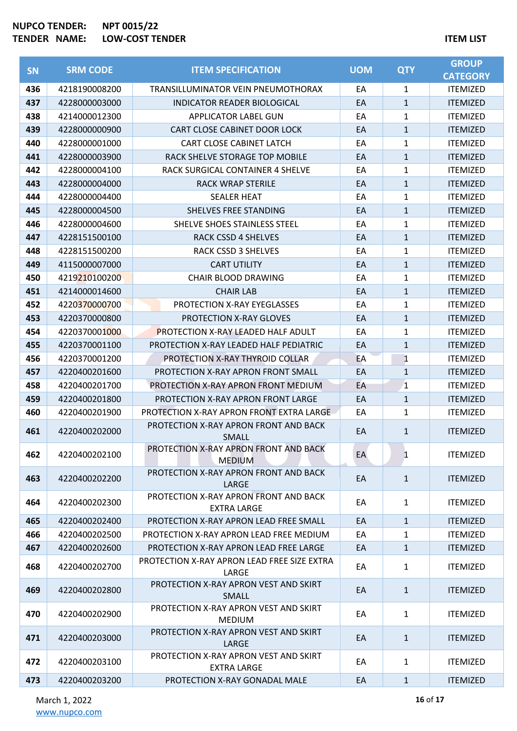**NUPCO TENDER:** NPT 0015/22
**TENDER NAME:** LOW-COST TENDER

**ITEM LIST**

| SN | SRM CODE | ITEM SPECIFICATION | UOM | QTY | GROUP CATEGORY |
|---|---|---|---|---|---|
| 436 | 4218190008200 | TRANSILLUMINATOR VEIN PNEUMOTHORAX | EA | 1 | ITEMIZED |
| 437 | 4228000003000 | INDICATOR READER BIOLOGICAL | EA | 1 | ITEMIZED |
| 438 | 4214000012300 | APPLICATOR LABEL GUN | EA | 1 | ITEMIZED |
| 439 | 4228000000900 | CART CLOSE CABINET DOOR LOCK | EA | 1 | ITEMIZED |
| 440 | 4228000001000 | CART CLOSE CABINET LATCH | EA | 1 | ITEMIZED |
| 441 | 4228000003900 | RACK SHELVE STORAGE TOP MOBILE | EA | 1 | ITEMIZED |
| 442 | 4228000004100 | RACK SURGICAL CONTAINER 4 SHELVE | EA | 1 | ITEMIZED |
| 443 | 4228000004000 | RACK WRAP STERILE | EA | 1 | ITEMIZED |
| 444 | 4228000004400 | SEALER HEAT | EA | 1 | ITEMIZED |
| 445 | 4228000004500 | SHELVES FREE STANDING | EA | 1 | ITEMIZED |
| 446 | 4228000004600 | SHELVE SHOES STAINLESS STEEL | EA | 1 | ITEMIZED |
| 447 | 4228151500100 | RACK CSSD 4 SHELVES | EA | 1 | ITEMIZED |
| 448 | 4228151500200 | RACK CSSD 3 SHELVES | EA | 1 | ITEMIZED |
| 449 | 4115000007000 | CART UTILITY | EA | 1 | ITEMIZED |
| 450 | 4219210100200 | CHAIR BLOOD DRAWING | EA | 1 | ITEMIZED |
| 451 | 4214000014600 | CHAIR LAB | EA | 1 | ITEMIZED |
| 452 | 4220370000700 | PROTECTION X-RAY EYEGLASSES | EA | 1 | ITEMIZED |
| 453 | 4220370000800 | PROTECTION X-RAY GLOVES | EA | 1 | ITEMIZED |
| 454 | 4220370001000 | PROTECTION X-RAY LEADED HALF ADULT | EA | 1 | ITEMIZED |
| 455 | 4220370001100 | PROTECTION X-RAY LEADED HALF PEDIATRIC | EA | 1 | ITEMIZED |
| 456 | 4220370001200 | PROTECTION X-RAY THYROID COLLAR | EA | 1 | ITEMIZED |
| 457 | 4220400201600 | PROTECTION X-RAY APRON FRONT SMALL | EA | 1 | ITEMIZED |
| 458 | 4220400201700 | PROTECTION X-RAY APRON FRONT MEDIUM | EA | 1 | ITEMIZED |
| 459 | 4220400201800 | PROTECTION X-RAY APRON FRONT LARGE | EA | 1 | ITEMIZED |
| 460 | 4220400201900 | PROTECTION X-RAY APRON FRONT EXTRA LARGE | EA | 1 | ITEMIZED |
| 461 | 4220400202000 | PROTECTION X-RAY APRON FRONT AND BACK SMALL | EA | 1 | ITEMIZED |
| 462 | 4220400202100 | PROTECTION X-RAY APRON FRONT AND BACK MEDIUM | EA | 1 | ITEMIZED |
| 463 | 4220400202200 | PROTECTION X-RAY APRON FRONT AND BACK LARGE | EA | 1 | ITEMIZED |
| 464 | 4220400202300 | PROTECTION X-RAY APRON FRONT AND BACK EXTRA LARGE | EA | 1 | ITEMIZED |
| 465 | 4220400202400 | PROTECTION X-RAY APRON LEAD FREE SMALL | EA | 1 | ITEMIZED |
| 466 | 4220400202500 | PROTECTION X-RAY APRON LEAD FREE MEDIUM | EA | 1 | ITEMIZED |
| 467 | 4220400202600 | PROTECTION X-RAY APRON LEAD FREE LARGE | EA | 1 | ITEMIZED |
| 468 | 4220400202700 | PROTECTION X-RAY APRON LEAD FREE SIZE EXTRA LARGE | EA | 1 | ITEMIZED |
| 469 | 4220400202800 | PROTECTION X-RAY APRON VEST AND SKIRT SMALL | EA | 1 | ITEMIZED |
| 470 | 4220400202900 | PROTECTION X-RAY APRON VEST AND SKIRT MEDIUM | EA | 1 | ITEMIZED |
| 471 | 4220400203000 | PROTECTION X-RAY APRON VEST AND SKIRT LARGE | EA | 1 | ITEMIZED |
| 472 | 4220400203100 | PROTECTION X-RAY APRON VEST AND SKIRT EXTRA LARGE | EA | 1 | ITEMIZED |
| 473 | 4220400203200 | PROTECTION X-RAY GONADAL MALE | EA | 1 | ITEMIZED |

March 1, 2022
www.nupco.com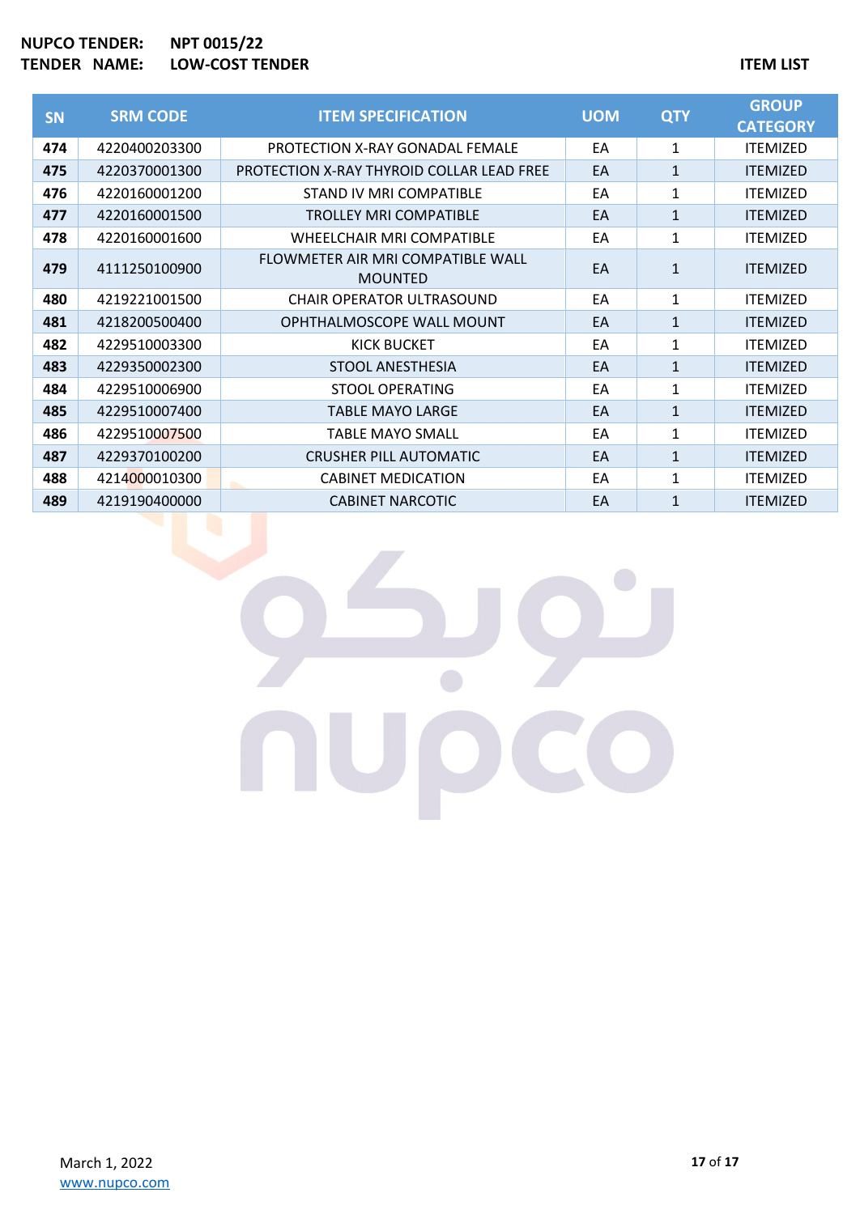**NUPCO TENDER:** NPT 0015/22
**TENDER NAME:** LOW-COST TENDER

**ITEM LIST**

| SN | SRM CODE | ITEM SPECIFICATION | UOM | QTY | GROUP CATEGORY |
|---|---|---|---|---|---|
| 474 | 4220400203300 | PROTECTION X-RAY GONADAL FEMALE | EA | 1 | ITEMIZED |
| 475 | 4220370001300 | PROTECTION X-RAY THYROID COLLAR LEAD FREE | EA | 1 | ITEMIZED |
| 476 | 4220160001200 | STAND IV MRI COMPATIBLE | EA | 1 | ITEMIZED |
| 477 | 4220160001500 | TROLLEY MRI COMPATIBLE | EA | 1 | ITEMIZED |
| 478 | 4220160001600 | WHEELCHAIR MRI COMPATIBLE | EA | 1 | ITEMIZED |
| 479 | 4111250100900 | FLOWMETER AIR MRI COMPATIBLE WALL MOUNTED | EA | 1 | ITEMIZED |
| 480 | 4219221001500 | CHAIR OPERATOR ULTRASOUND | EA | 1 | ITEMIZED |
| 481 | 4218200500400 | OPHTHALMOSCOPE WALL MOUNT | EA | 1 | ITEMIZED |
| 482 | 4229510003300 | KICK BUCKET | EA | 1 | ITEMIZED |
| 483 | 4229350002300 | STOOL ANESTHESIA | EA | 1 | ITEMIZED |
| 484 | 4229510006900 | STOOL OPERATING | EA | 1 | ITEMIZED |
| 485 | 4229510007400 | TABLE MAYO LARGE | EA | 1 | ITEMIZED |
| 486 | 4229510007500 | TABLE MAYO SMALL | EA | 1 | ITEMIZED |
| 487 | 4229370100200 | CRUSHER PILL AUTOMATIC | EA | 1 | ITEMIZED |
| 488 | 4214000010300 | CABINET MEDICATION | EA | 1 | ITEMIZED |
| 489 | 4219190400000 | CABINET NARCOTIC | EA | 1 | ITEMIZED |

March 1, 2022
www.nupco.com